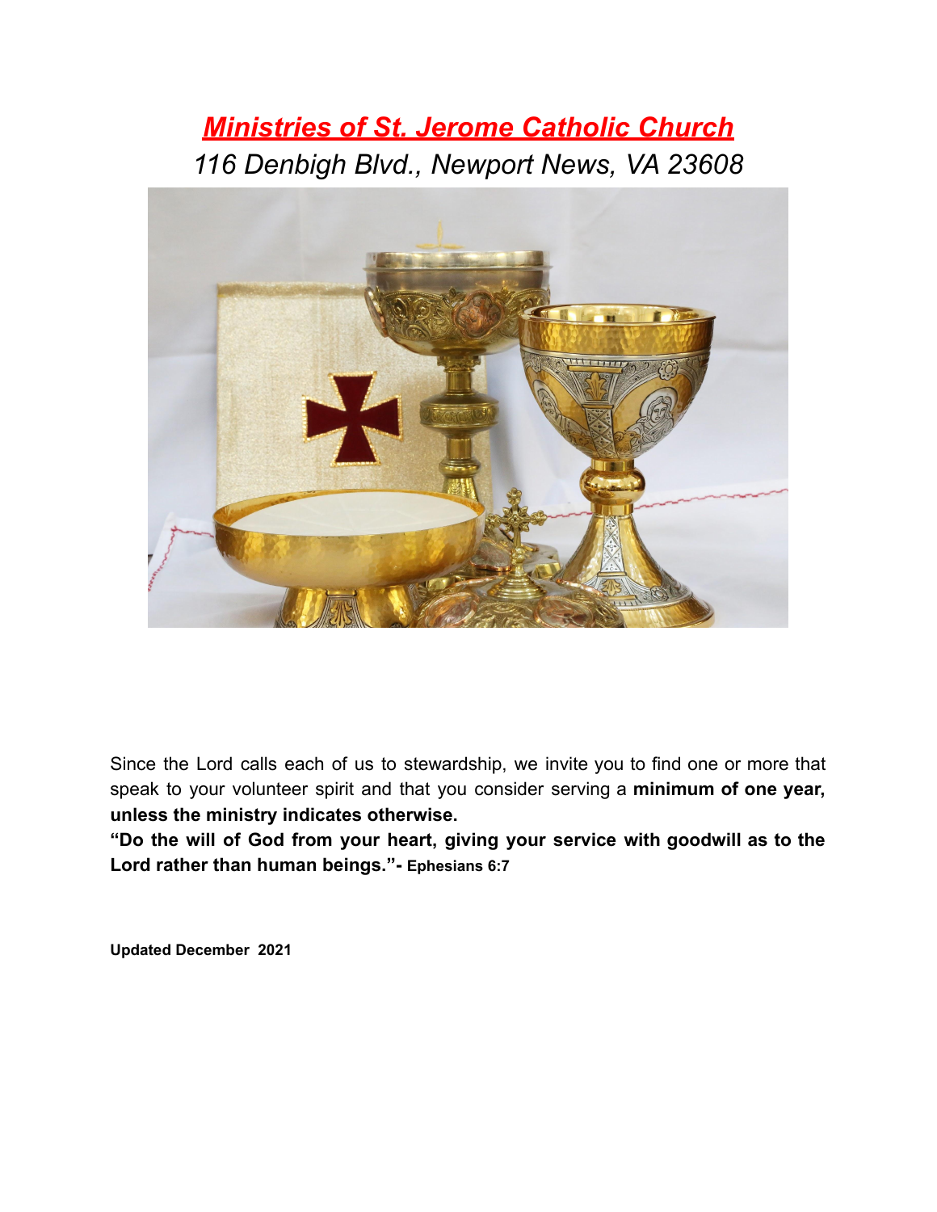# ***Ministries of St. Jerome Catholic Church***

*116 Denbigh Blvd., Newport News, VA 23608*

Since the Lord calls each of us to stewardship, we invite you to find one or more that speak to your volunteer spirit and that you consider serving a **minimum of one year, unless the ministry indicates otherwise.**

**"Do the will of God from your heart, giving your service with goodwill as to the Lord rather than human beings."- Ephesians 6:7**

**Updated December 2021**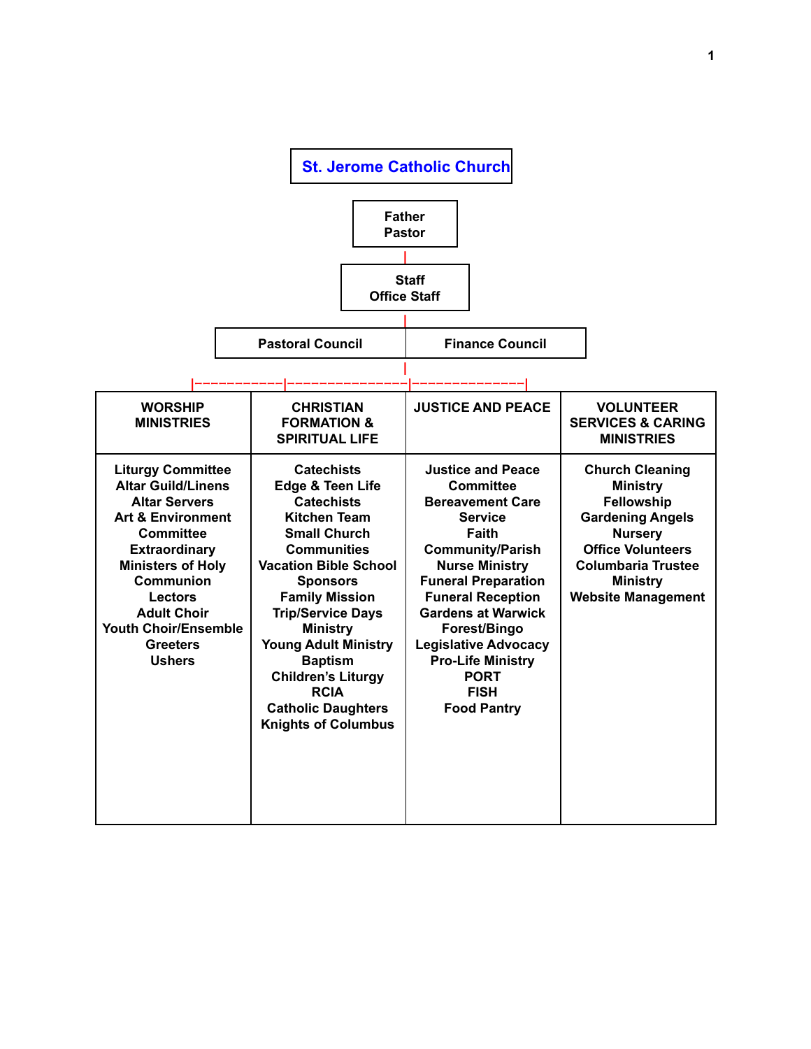# St. Jerome Catholic Church

**Father**
**Pastor**

**Staff**
**Office Staff**

| Pastoral Council | Finance Council |
|---|---|

| WORSHIP MINISTRIES | CHRISTIAN FORMATION & SPIRITUAL LIFE | JUSTICE AND PEACE | VOLUNTEER SERVICES & CARING MINISTRIES |
|---|---|---|---|
| Liturgy Committee<br>Altar Guild/Linens<br>Altar Servers<br>Art & Environment Committee<br>Extraordinary Ministers of Holy Communion<br>Lectors<br>Adult Choir<br>Youth Choir/Ensemble<br>Greeters<br>Ushers | Catechists<br>Edge & Teen Life Catechists<br>Kitchen Team<br>Small Church Communities<br>Vacation Bible School<br>Sponsors<br>Family Mission Trip/Service Days Ministry<br>Young Adult Ministry<br>Baptism<br>Children's Liturgy<br>RCIA<br>Catholic Daughters<br>Knights of Columbus | Justice and Peace Committee<br>Bereavement Care Service<br>Faith Community/Parish Nurse Ministry<br>Funeral Preparation<br>Funeral Reception<br>Gardens at Warwick Forest/Bingo<br>Legislative Advocacy<br>Pro-Life Ministry<br>PORT<br>FISH<br>Food Pantry | Church Cleaning Ministry<br>Fellowship<br>Gardening Angels<br>Nursery<br>Office Volunteers<br>Columbaria Trustee Ministry<br>Website Management |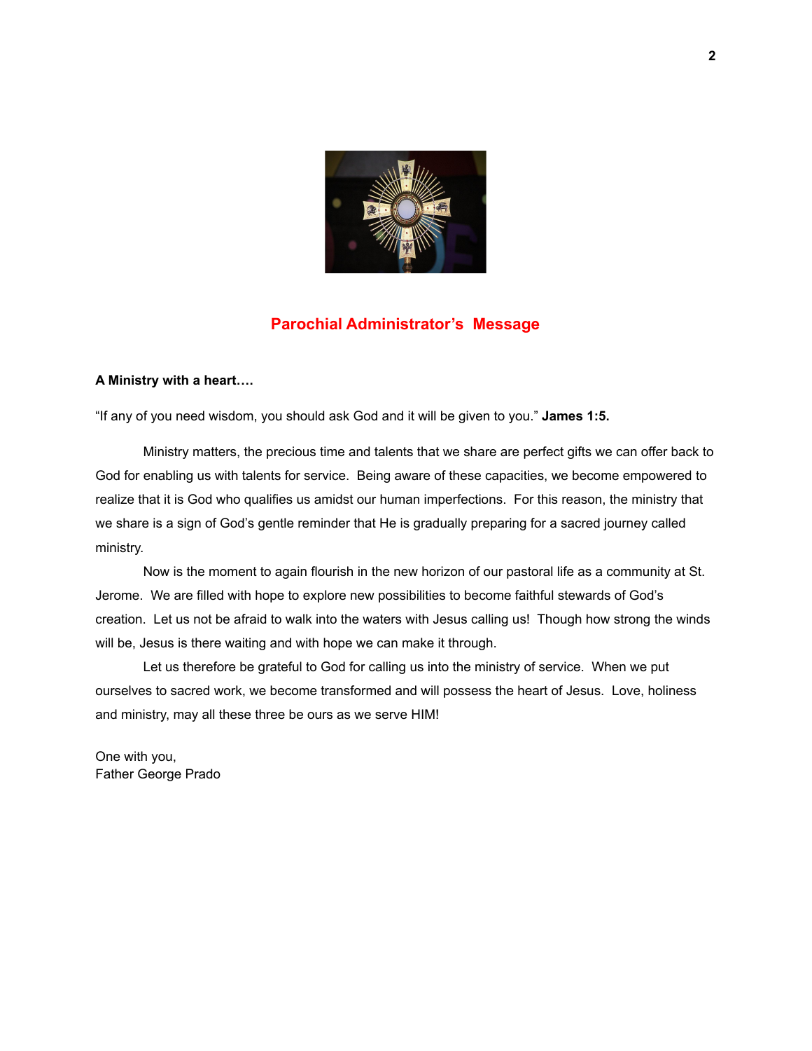## Parochial Administrator's Message

**A Ministry with a heart….**

"If any of you need wisdom, you should ask God and it will be given to you." **James 1:5.**

Ministry matters, the precious time and talents that we share are perfect gifts we can offer back to God for enabling us with talents for service. Being aware of these capacities, we become empowered to realize that it is God who qualifies us amidst our human imperfections. For this reason, the ministry that we share is a sign of God's gentle reminder that He is gradually preparing for a sacred journey called ministry.

Now is the moment to again flourish in the new horizon of our pastoral life as a community at St. Jerome. We are filled with hope to explore new possibilities to become faithful stewards of God's creation. Let us not be afraid to walk into the waters with Jesus calling us! Though how strong the winds will be, Jesus is there waiting and with hope we can make it through.

Let us therefore be grateful to God for calling us into the ministry of service. When we put ourselves to sacred work, we become transformed and will possess the heart of Jesus. Love, holiness and ministry, may all these three be ours as we serve HIM!

One with you,
Father George Prado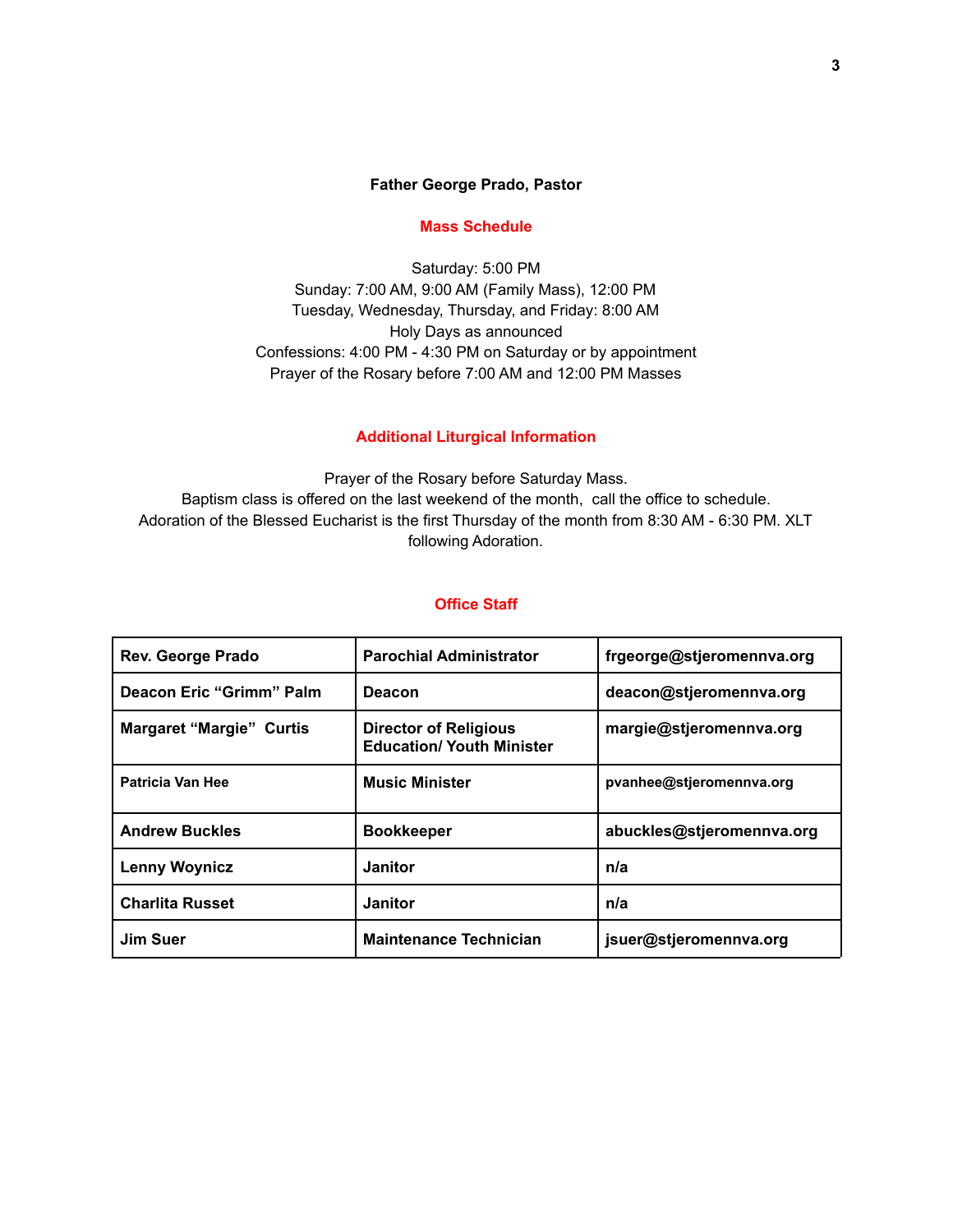**Father George Prado, Pastor**

## Mass Schedule

Saturday: 5:00 PM
Sunday: 7:00 AM, 9:00 AM (Family Mass), 12:00 PM
Tuesday, Wednesday, Thursday, and Friday: 8:00 AM
Holy Days as announced
Confessions: 4:00 PM - 4:30 PM on Saturday or by appointment
Prayer of the Rosary before 7:00 AM and 12:00 PM Masses

## Additional Liturgical Information

Prayer of the Rosary before Saturday Mass.
Baptism class is offered on the last weekend of the month, call the office to schedule.
Adoration of the Blessed Eucharist is the first Thursday of the month from 8:30 AM - 6:30 PM. XLT following Adoration.

## Office Staff

| Name | Position | Email |
|---|---|---|
| **Rev. George Prado** | **Parochial Administrator** | **frgeorge@stjeromennva.org** |
| **Deacon Eric "Grimm" Palm** | **Deacon** | **deacon@stjeromennva.org** |
| **Margaret "Margie" Curtis** | **Director of Religious Education/ Youth Minister** | **margie@stjeromennva.org** |
| **Patricia Van Hee** | **Music Minister** | **pvanhee@stjeromennva.org** |
| **Andrew Buckles** | **Bookkeeper** | **abuckles@stjeromennva.org** |
| **Lenny Woynicz** | **Janitor** | **n/a** |
| **Charlita Russet** | **Janitor** | **n/a** |
| **Jim Suer** | **Maintenance Technician** | **jsuer@stjeromennva.org** |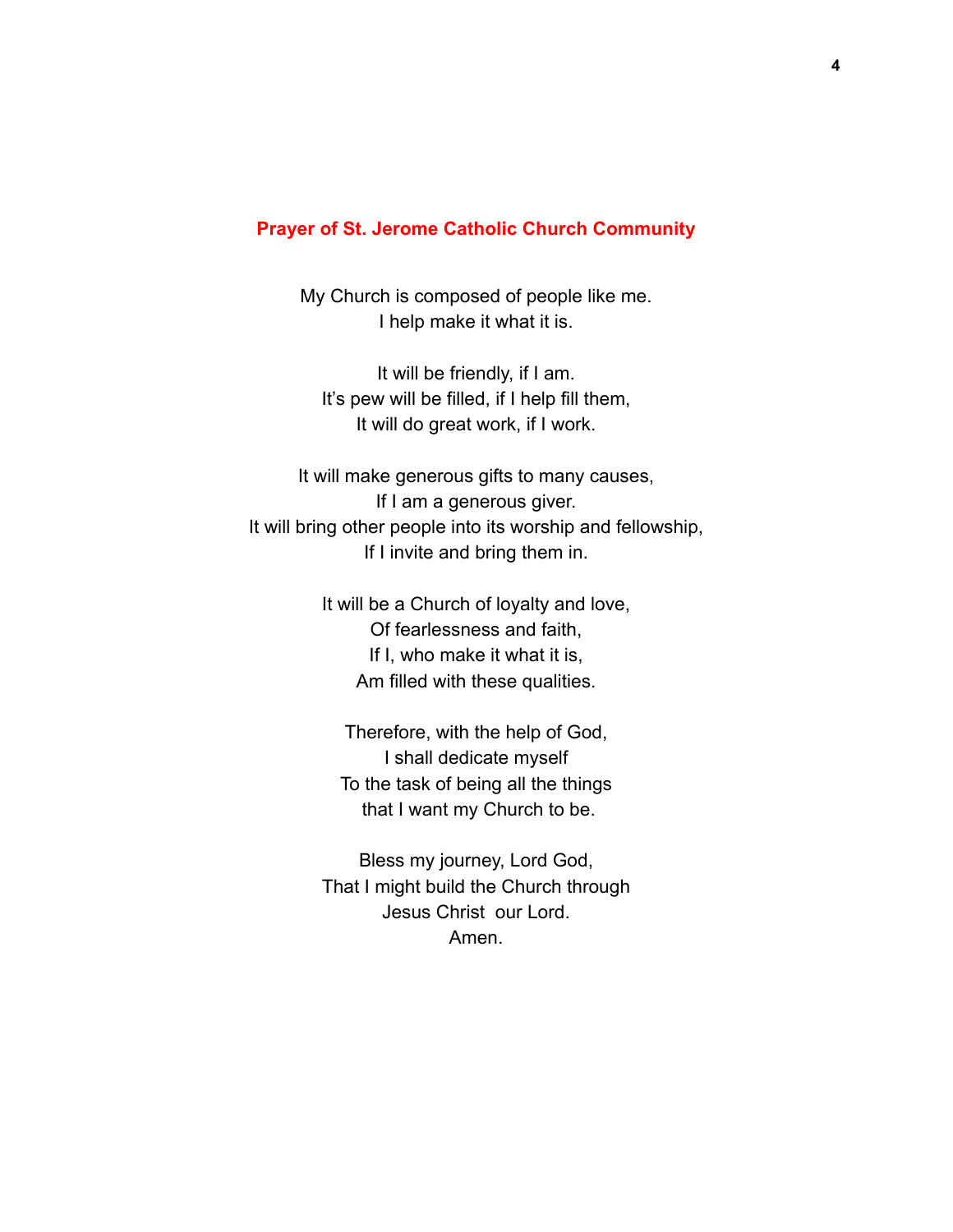## Prayer of St. Jerome Catholic Church Community

My Church is composed of people like me.
I help make it what it is.

It will be friendly, if I am.
It's pew will be filled, if I help fill them,
It will do great work, if I work.

It will make generous gifts to many causes,
If I am a generous giver.
It will bring other people into its worship and fellowship,
If I invite and bring them in.

It will be a Church of loyalty and love,
Of fearlessness and faith,
If I, who make it what it is,
Am filled with these qualities.

Therefore, with the help of God,
I shall dedicate myself
To the task of being all the things
that I want my Church to be.

Bless my journey, Lord God,
That I might build the Church through
Jesus Christ our Lord.
Amen.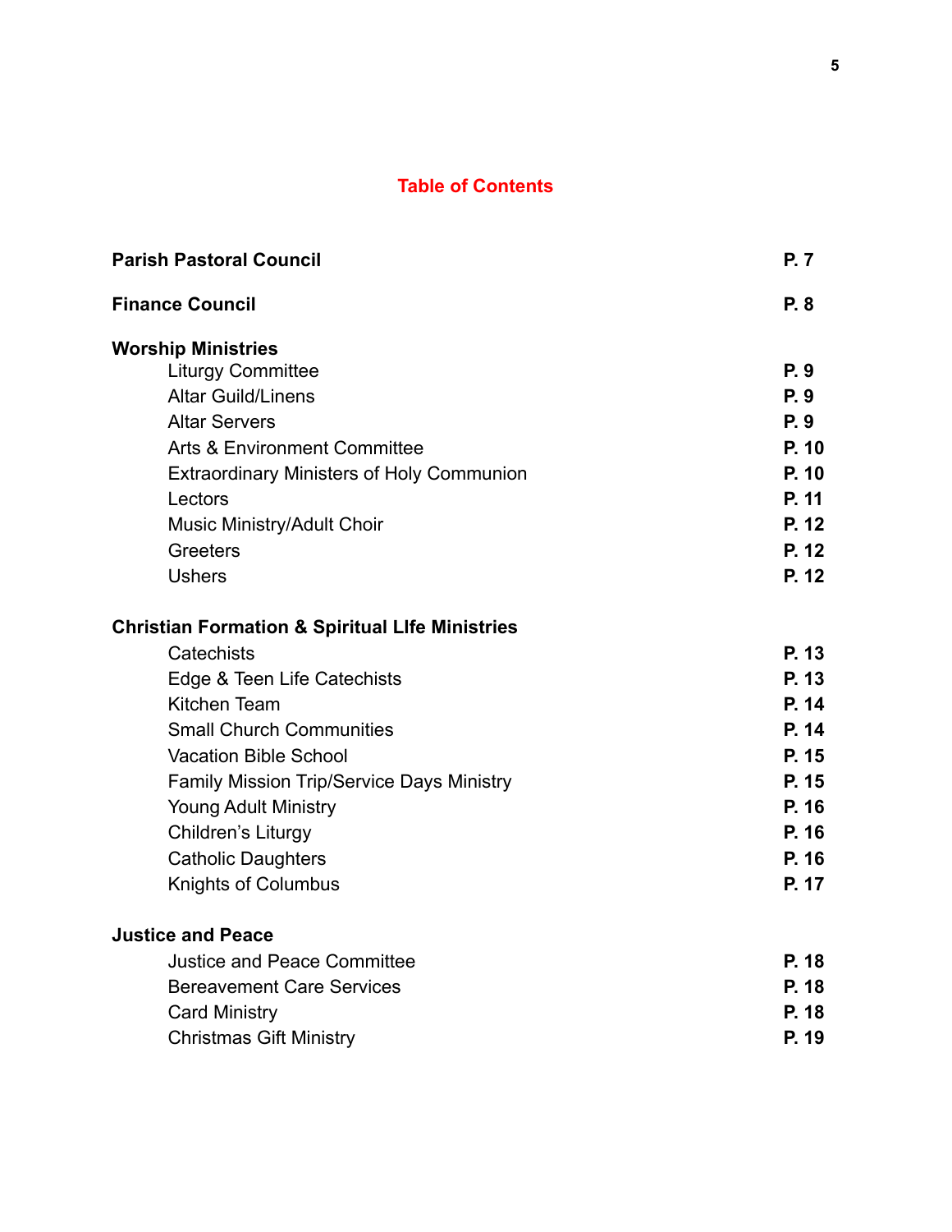# Table of Contents

| | |
|---|---|
| **Parish Pastoral Council** | **P. 7** |
| **Finance Council** | **P. 8** |
| **Worship Ministries** | |
| Liturgy Committee | **P. 9** |
| Altar Guild/Linens | **P. 9** |
| Altar Servers | **P. 9** |
| Arts & Environment Committee | **P. 10** |
| Extraordinary Ministers of Holy Communion | **P. 10** |
| Lectors | **P. 11** |
| Music Ministry/Adult Choir | **P. 12** |
| Greeters | **P. 12** |
| Ushers | **P. 12** |
| **Christian Formation & Spiritual LIfe Ministries** | |
| Catechists | **P. 13** |
| Edge & Teen Life Catechists | **P. 13** |
| Kitchen Team | **P. 14** |
| Small Church Communities | **P. 14** |
| Vacation Bible School | **P. 15** |
| Family Mission Trip/Service Days Ministry | **P. 15** |
| Young Adult Ministry | **P. 16** |
| Children's Liturgy | **P. 16** |
| Catholic Daughters | **P. 16** |
| Knights of Columbus | **P. 17** |
| **Justice and Peace** | |
| Justice and Peace Committee | **P. 18** |
| Bereavement Care Services | **P. 18** |
| Card Ministry | **P. 18** |
| Christmas Gift Ministry | **P. 19** |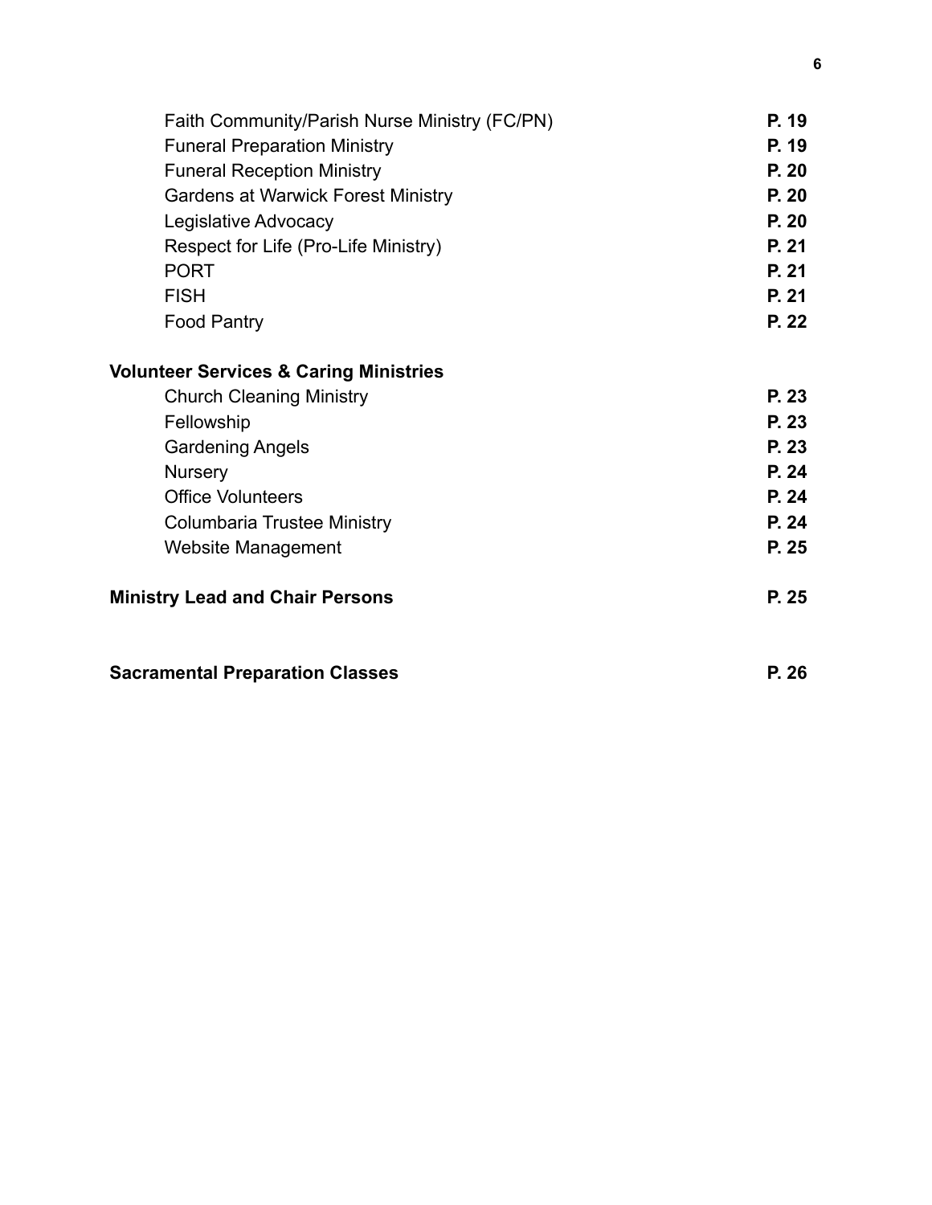| | |
|---|---|
| Faith Community/Parish Nurse Ministry (FC/PN) | **P. 19** |
| Funeral Preparation Ministry | **P. 19** |
| Funeral Reception Ministry | **P. 20** |
| Gardens at Warwick Forest Ministry | **P. 20** |
| Legislative Advocacy | **P. 20** |
| Respect for Life (Pro-Life Ministry) | **P. 21** |
| PORT | **P. 21** |
| FISH | **P. 21** |
| Food Pantry | **P. 22** |

**Volunteer Services & Caring Ministries**

| | |
|---|---|
| Church Cleaning Ministry | **P. 23** |
| Fellowship | **P. 23** |
| Gardening Angels | **P. 23** |
| Nursery | **P. 24** |
| Office Volunteers | **P. 24** |
| Columbaria Trustee Ministry | **P. 24** |
| Website Management | **P. 25** |

**Ministry Lead and Chair Persons** **P. 25**

**Sacramental Preparation Classes** **P. 26**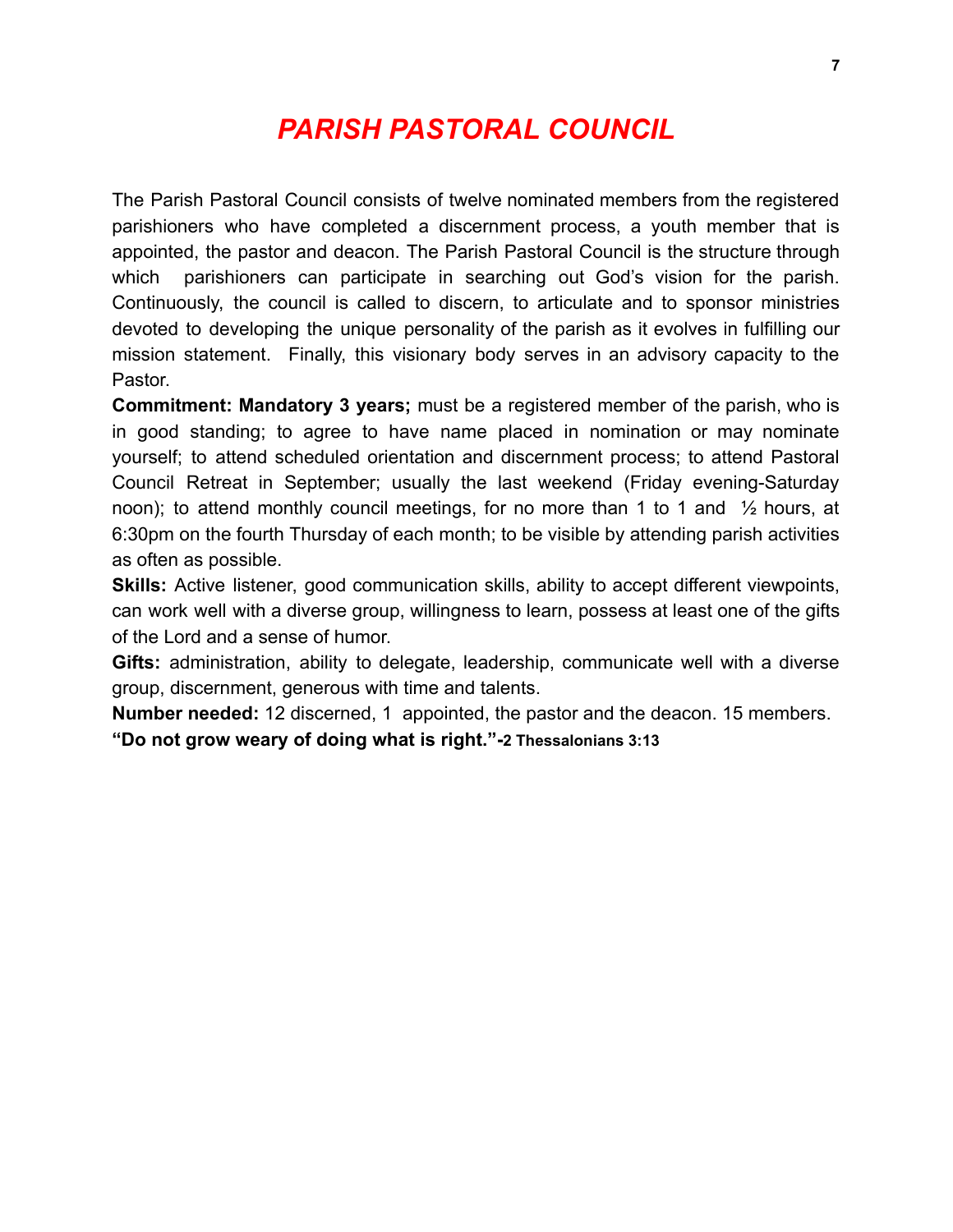# *PARISH PASTORAL COUNCIL*

The Parish Pastoral Council consists of twelve nominated members from the registered parishioners who have completed a discernment process, a youth member that is appointed, the pastor and deacon. The Parish Pastoral Council is the structure through which parishioners can participate in searching out God's vision for the parish. Continuously, the council is called to discern, to articulate and to sponsor ministries devoted to developing the unique personality of the parish as it evolves in fulfilling our mission statement. Finally, this visionary body serves in an advisory capacity to the Pastor.

**Commitment: Mandatory 3 years;** must be a registered member of the parish, who is in good standing; to agree to have name placed in nomination or may nominate yourself; to attend scheduled orientation and discernment process; to attend Pastoral Council Retreat in September; usually the last weekend (Friday evening-Saturday noon); to attend monthly council meetings, for no more than 1 to 1 and ½ hours, at 6:30pm on the fourth Thursday of each month; to be visible by attending parish activities as often as possible.

**Skills:** Active listener, good communication skills, ability to accept different viewpoints, can work well with a diverse group, willingness to learn, possess at least one of the gifts of the Lord and a sense of humor.

**Gifts:** administration, ability to delegate, leadership, communicate well with a diverse group, discernment, generous with time and talents.

**Number needed:** 12 discerned, 1 appointed, the pastor and the deacon. 15 members.

**"Do not grow weary of doing what is right."-2 Thessalonians 3:13**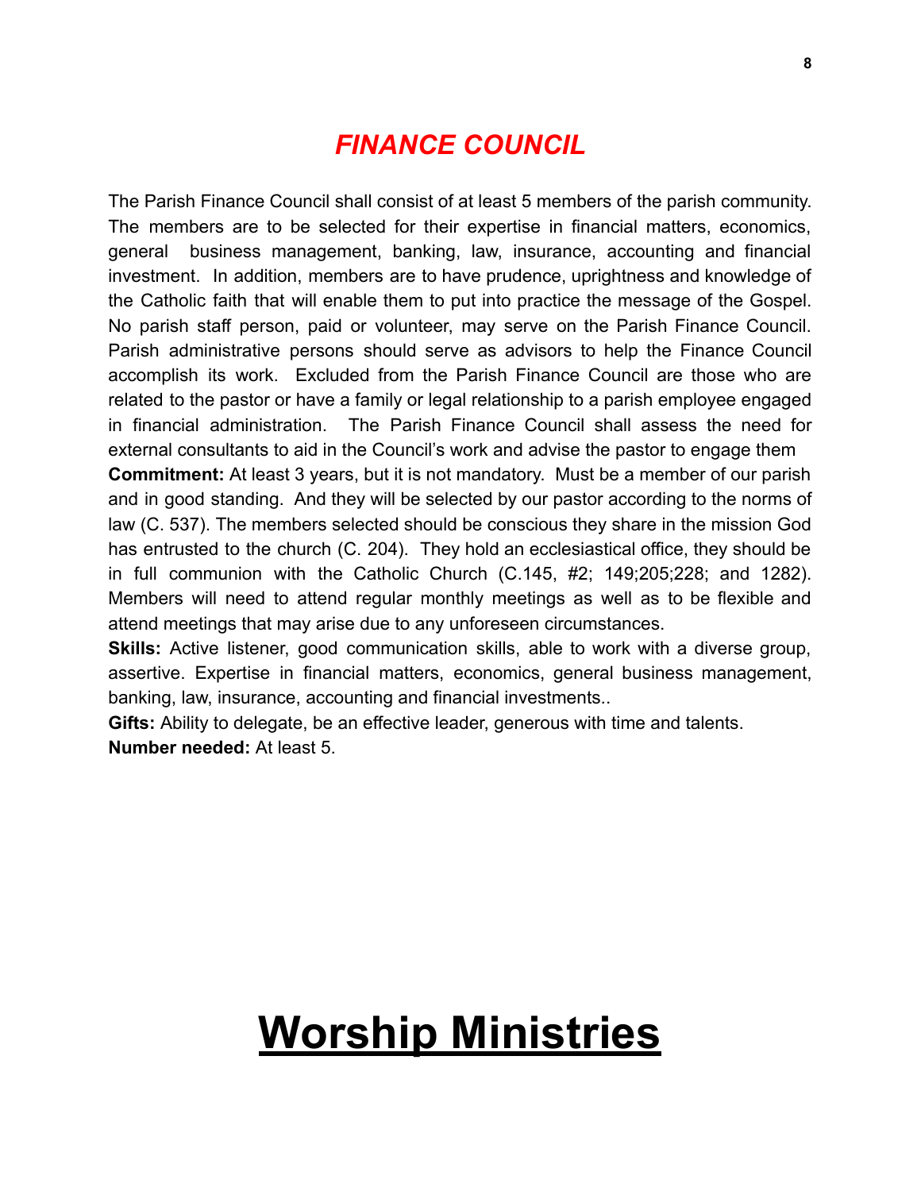## *FINANCE COUNCIL*

The Parish Finance Council shall consist of at least 5 members of the parish community. The members are to be selected for their expertise in financial matters, economics, general business management, banking, law, insurance, accounting and financial investment. In addition, members are to have prudence, uprightness and knowledge of the Catholic faith that will enable them to put into practice the message of the Gospel. No parish staff person, paid or volunteer, may serve on the Parish Finance Council. Parish administrative persons should serve as advisors to help the Finance Council accomplish its work. Excluded from the Parish Finance Council are those who are related to the pastor or have a family or legal relationship to a parish employee engaged in financial administration. The Parish Finance Council shall assess the need for external consultants to aid in the Council's work and advise the pastor to engage them

**Commitment:** At least 3 years, but it is not mandatory. Must be a member of our parish and in good standing. And they will be selected by our pastor according to the norms of law (C. 537). The members selected should be conscious they share in the mission God has entrusted to the church (C. 204). They hold an ecclesiastical office, they should be in full communion with the Catholic Church (C.145, #2; 149;205;228; and 1282). Members will need to attend regular monthly meetings as well as to be flexible and attend meetings that may arise due to any unforeseen circumstances.

**Skills:** Active listener, good communication skills, able to work with a diverse group, assertive. Expertise in financial matters, economics, general business management, banking, law, insurance, accounting and financial investments..

**Gifts:** Ability to delegate, be an effective leader, generous with time and talents.

**Number needed:** At least 5.

# Worship Ministries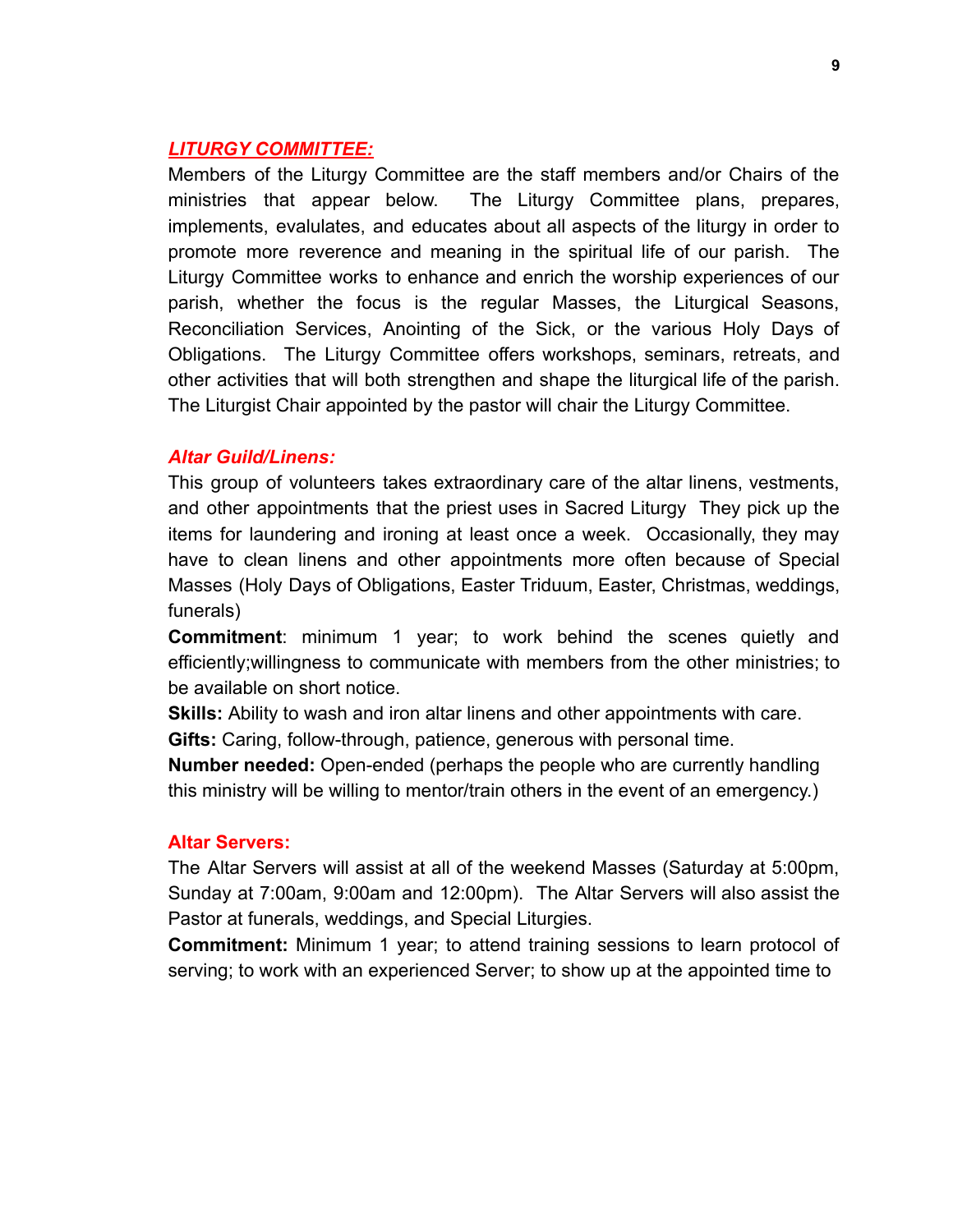## ***LITURGY COMMITTEE:***

Members of the Liturgy Committee are the staff members and/or Chairs of the ministries that appear below. The Liturgy Committee plans, prepares, implements, evalulates, and educates about all aspects of the liturgy in order to promote more reverence and meaning in the spiritual life of our parish. The Liturgy Committee works to enhance and enrich the worship experiences of our parish, whether the focus is the regular Masses, the Liturgical Seasons, Reconciliation Services, Anointing of the Sick, or the various Holy Days of Obligations. The Liturgy Committee offers workshops, seminars, retreats, and other activities that will both strengthen and shape the liturgical life of the parish. The Liturgist Chair appointed by the pastor will chair the Liturgy Committee.

### *Altar Guild/Linens:*

This group of volunteers takes extraordinary care of the altar linens, vestments, and other appointments that the priest uses in Sacred Liturgy They pick up the items for laundering and ironing at least once a week. Occasionally, they may have to clean linens and other appointments more often because of Special Masses (Holy Days of Obligations, Easter Triduum, Easter, Christmas, weddings, funerals)

**Commitment**: minimum 1 year; to work behind the scenes quietly and efficiently;willingness to communicate with members from the other ministries; to be available on short notice.

**Skills:** Ability to wash and iron altar linens and other appointments with care.

**Gifts:** Caring, follow-through, patience, generous with personal time.

**Number needed:** Open-ended (perhaps the people who are currently handling this ministry will be willing to mentor/train others in the event of an emergency.)

### Altar Servers:

The Altar Servers will assist at all of the weekend Masses (Saturday at 5:00pm, Sunday at 7:00am, 9:00am and 12:00pm). The Altar Servers will also assist the Pastor at funerals, weddings, and Special Liturgies.

**Commitment:** Minimum 1 year; to attend training sessions to learn protocol of serving; to work with an experienced Server; to show up at the appointed time to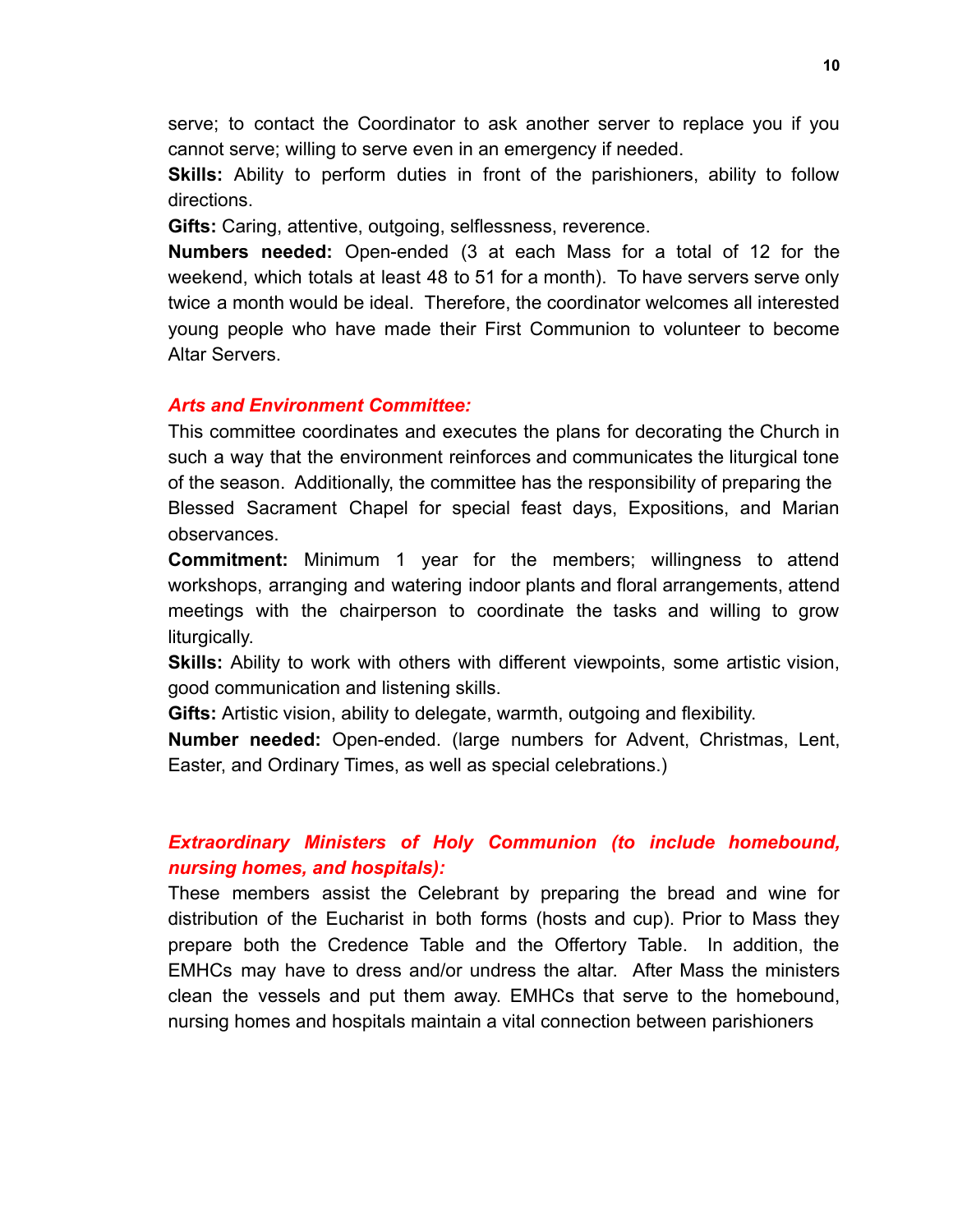serve; to contact the Coordinator to ask another server to replace you if you cannot serve; willing to serve even in an emergency if needed.

**Skills:** Ability to perform duties in front of the parishioners, ability to follow directions.

**Gifts:** Caring, attentive, outgoing, selflessness, reverence.

**Numbers needed:** Open-ended (3 at each Mass for a total of 12 for the weekend, which totals at least 48 to 51 for a month). To have servers serve only twice a month would be ideal. Therefore, the coordinator welcomes all interested young people who have made their First Communion to volunteer to become Altar Servers.

### *Arts and Environment Committee:*

This committee coordinates and executes the plans for decorating the Church in such a way that the environment reinforces and communicates the liturgical tone of the season. Additionally, the committee has the responsibility of preparing the Blessed Sacrament Chapel for special feast days, Expositions, and Marian observances.

**Commitment:** Minimum 1 year for the members; willingness to attend workshops, arranging and watering indoor plants and floral arrangements, attend meetings with the chairperson to coordinate the tasks and willing to grow liturgically.

**Skills:** Ability to work with others with different viewpoints, some artistic vision, good communication and listening skills.

**Gifts:** Artistic vision, ability to delegate, warmth, outgoing and flexibility.

**Number needed:** Open-ended. (large numbers for Advent, Christmas, Lent, Easter, and Ordinary Times, as well as special celebrations.)

### *Extraordinary Ministers of Holy Communion (to include homebound, nursing homes, and hospitals):*

These members assist the Celebrant by preparing the bread and wine for distribution of the Eucharist in both forms (hosts and cup). Prior to Mass they prepare both the Credence Table and the Offertory Table. In addition, the EMHCs may have to dress and/or undress the altar. After Mass the ministers clean the vessels and put them away. EMHCs that serve to the homebound, nursing homes and hospitals maintain a vital connection between parishioners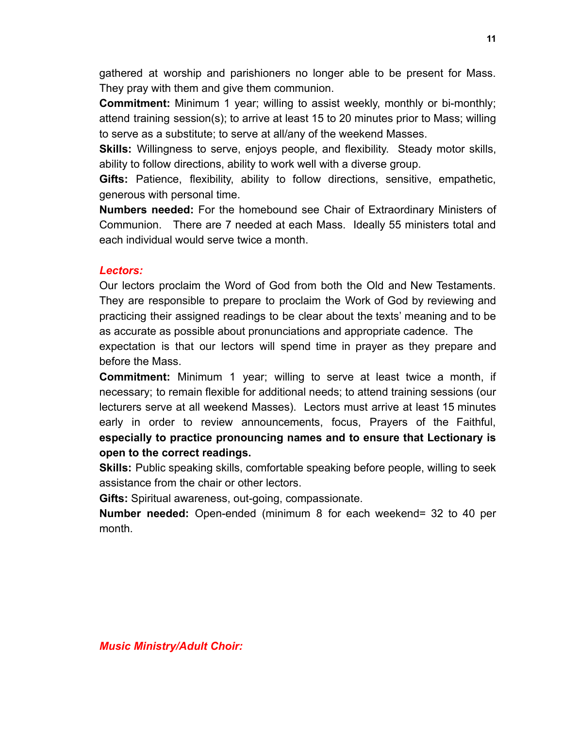gathered at worship and parishioners no longer able to be present for Mass. They pray with them and give them communion.

**Commitment:** Minimum 1 year; willing to assist weekly, monthly or bi-monthly; attend training session(s); to arrive at least 15 to 20 minutes prior to Mass; willing to serve as a substitute; to serve at all/any of the weekend Masses.

**Skills:** Willingness to serve, enjoys people, and flexibility. Steady motor skills, ability to follow directions, ability to work well with a diverse group.

**Gifts:** Patience, flexibility, ability to follow directions, sensitive, empathetic, generous with personal time.

**Numbers needed:** For the homebound see Chair of Extraordinary Ministers of Communion. There are 7 needed at each Mass. Ideally 55 ministers total and each individual would serve twice a month.

***Lectors:***

Our lectors proclaim the Word of God from both the Old and New Testaments. They are responsible to prepare to proclaim the Work of God by reviewing and practicing their assigned readings to be clear about the texts' meaning and to be as accurate as possible about pronunciations and appropriate cadence. The expectation is that our lectors will spend time in prayer as they prepare and before the Mass.

**Commitment:** Minimum 1 year; willing to serve at least twice a month, if necessary; to remain flexible for additional needs; to attend training sessions (our lecturers serve at all weekend Masses). Lectors must arrive at least 15 minutes early in order to review announcements, focus, Prayers of the Faithful, **especially to practice pronouncing names and to ensure that Lectionary is open to the correct readings.**

**Skills:** Public speaking skills, comfortable speaking before people, willing to seek assistance from the chair or other lectors.

**Gifts:** Spiritual awareness, out-going, compassionate.

**Number needed:** Open-ended (minimum 8 for each weekend= 32 to 40 per month.

***Music Ministry/Adult Choir:***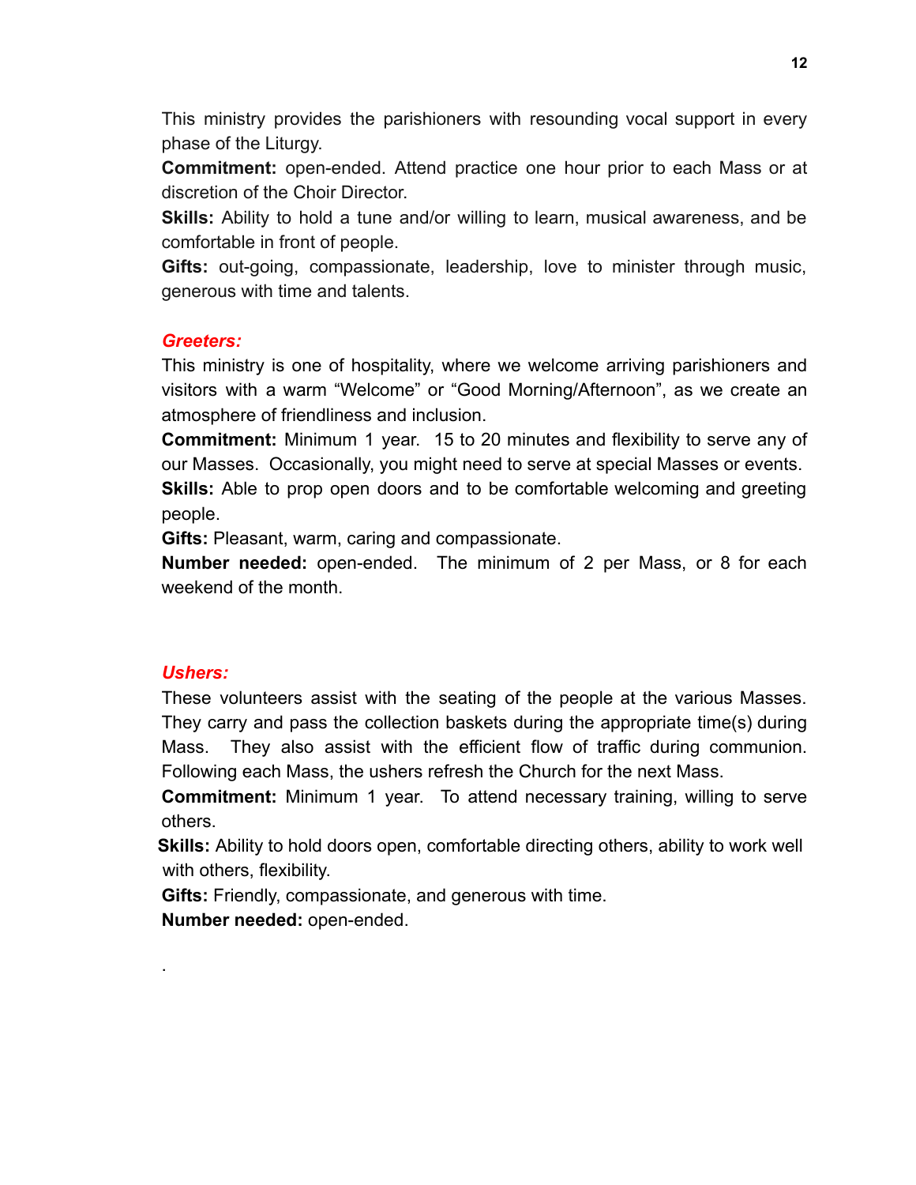This ministry provides the parishioners with resounding vocal support in every phase of the Liturgy.

**Commitment:** open-ended. Attend practice one hour prior to each Mass or at discretion of the Choir Director.

**Skills:** Ability to hold a tune and/or willing to learn, musical awareness, and be comfortable in front of people.

**Gifts:** out-going, compassionate, leadership, love to minister through music, generous with time and talents.

### *Greeters:*

This ministry is one of hospitality, where we welcome arriving parishioners and visitors with a warm "Welcome" or "Good Morning/Afternoon", as we create an atmosphere of friendliness and inclusion.

**Commitment:** Minimum 1 year. 15 to 20 minutes and flexibility to serve any of our Masses. Occasionally, you might need to serve at special Masses or events.

**Skills:** Able to prop open doors and to be comfortable welcoming and greeting people.

**Gifts:** Pleasant, warm, caring and compassionate.

**Number needed:** open-ended. The minimum of 2 per Mass, or 8 for each weekend of the month.

### *Ushers:*

These volunteers assist with the seating of the people at the various Masses. They carry and pass the collection baskets during the appropriate time(s) during Mass. They also assist with the efficient flow of traffic during communion. Following each Mass, the ushers refresh the Church for the next Mass.

**Commitment:** Minimum 1 year. To attend necessary training, willing to serve others.

**Skills:** Ability to hold doors open, comfortable directing others, ability to work well with others, flexibility.

**Gifts:** Friendly, compassionate, and generous with time.

**Number needed:** open-ended.

.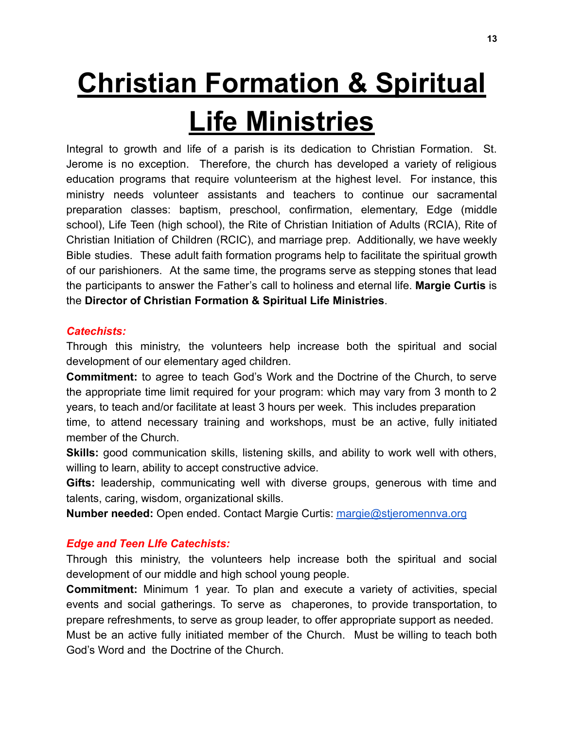# Christian Formation & Spiritual Life Ministries

Integral to growth and life of a parish is its dedication to Christian Formation. St. Jerome is no exception. Therefore, the church has developed a variety of religious education programs that require volunteerism at the highest level. For instance, this ministry needs volunteer assistants and teachers to continue our sacramental preparation classes: baptism, preschool, confirmation, elementary, Edge (middle school), Life Teen (high school), the Rite of Christian Initiation of Adults (RCIA), Rite of Christian Initiation of Children (RCIC), and marriage prep. Additionally, we have weekly Bible studies. These adult faith formation programs help to facilitate the spiritual growth of our parishioners. At the same time, the programs serve as stepping stones that lead the participants to answer the Father's call to holiness and eternal life. **Margie Curtis** is the **Director of Christian Formation & Spiritual Life Ministries**.

***Catechists:***

Through this ministry, the volunteers help increase both the spiritual and social development of our elementary aged children.

**Commitment:** to agree to teach God's Work and the Doctrine of the Church, to serve the appropriate time limit required for your program: which may vary from 3 month to 2 years, to teach and/or facilitate at least 3 hours per week. This includes preparation time, to attend necessary training and workshops, must be an active, fully initiated member of the Church.

**Skills:** good communication skills, listening skills, and ability to work well with others, willing to learn, ability to accept constructive advice.

**Gifts:** leadership, communicating well with diverse groups, generous with time and talents, caring, wisdom, organizational skills.

**Number needed:** Open ended. Contact Margie Curtis: margie@stjeromennva.org

***Edge and Teen LIfe Catechists:***

Through this ministry, the volunteers help increase both the spiritual and social development of our middle and high school young people.

**Commitment:** Minimum 1 year. To plan and execute a variety of activities, special events and social gatherings. To serve as chaperones, to provide transportation, to prepare refreshments, to serve as group leader, to offer appropriate support as needed. Must be an active fully initiated member of the Church. Must be willing to teach both God's Word and the Doctrine of the Church.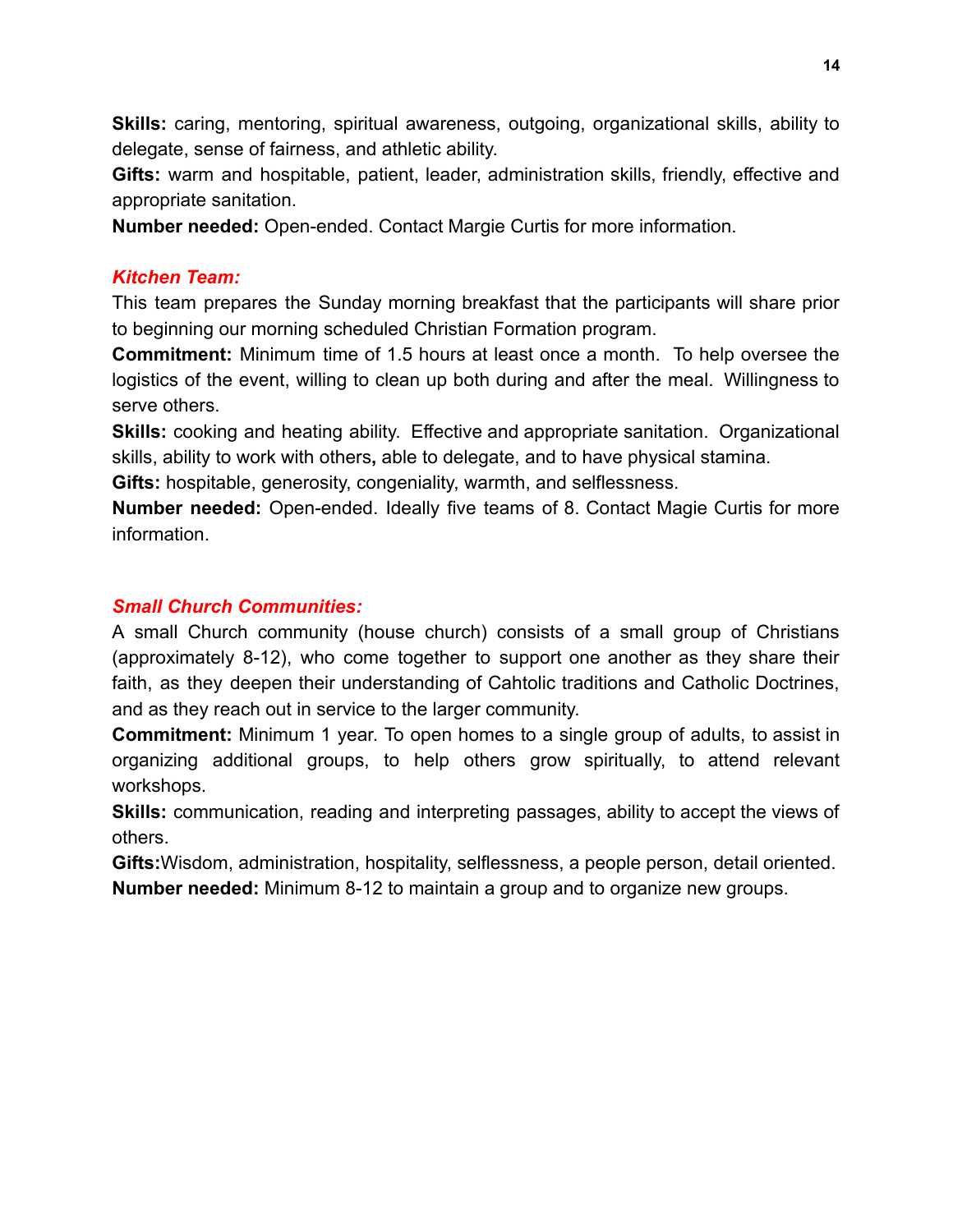**Skills:** caring, mentoring, spiritual awareness, outgoing, organizational skills, ability to delegate, sense of fairness, and athletic ability.
**Gifts:** warm and hospitable, patient, leader, administration skills, friendly, effective and appropriate sanitation.
**Number needed:** Open-ended. Contact Margie Curtis for more information.

***Kitchen Team:***
This team prepares the Sunday morning breakfast that the participants will share prior to beginning our morning scheduled Christian Formation program.
**Commitment:** Minimum time of 1.5 hours at least once a month. To help oversee the logistics of the event, willing to clean up both during and after the meal. Willingness to serve others.
**Skills:** cooking and heating ability. Effective and appropriate sanitation. Organizational skills, ability to work with others**,** able to delegate, and to have physical stamina.
**Gifts:** hospitable, generosity, congeniality, warmth, and selflessness.
**Number needed:** Open-ended. Ideally five teams of 8. Contact Magie Curtis for more information.

***Small Church Communities:***
A small Church community (house church) consists of a small group of Christians (approximately 8-12), who come together to support one another as they share their faith, as they deepen their understanding of Cahtolic traditions and Catholic Doctrines, and as they reach out in service to the larger community.
**Commitment:** Minimum 1 year. To open homes to a single group of adults, to assist in organizing additional groups, to help others grow spiritually, to attend relevant workshops.
**Skills:** communication, reading and interpreting passages, ability to accept the views of others.
**Gifts:**Wisdom, administration, hospitality, selflessness, a people person, detail oriented.
**Number needed:** Minimum 8-12 to maintain a group and to organize new groups.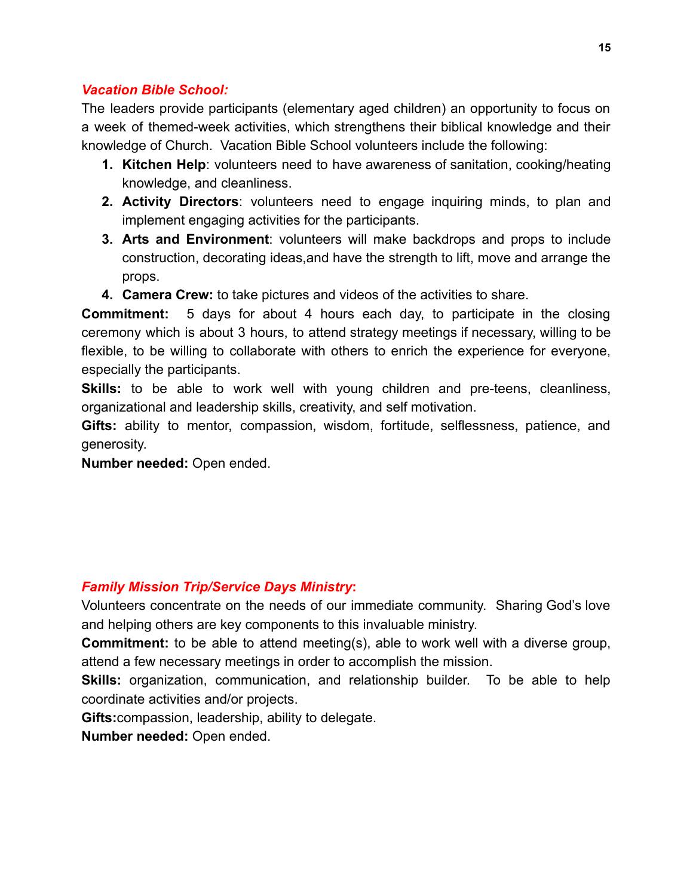***Vacation Bible School:***

The leaders provide participants (elementary aged children) an opportunity to focus on a week of themed-week activities, which strengthens their biblical knowledge and their knowledge of Church. Vacation Bible School volunteers include the following:

1. **Kitchen Help**: volunteers need to have awareness of sanitation, cooking/heating knowledge, and cleanliness.
2. **Activity Directors**: volunteers need to engage inquiring minds, to plan and implement engaging activities for the participants.
3. **Arts and Environment**: volunteers will make backdrops and props to include construction, decorating ideas,and have the strength to lift, move and arrange the props.
4. **Camera Crew:** to take pictures and videos of the activities to share.

**Commitment:** 5 days for about 4 hours each day, to participate in the closing ceremony which is about 3 hours, to attend strategy meetings if necessary, willing to be flexible, to be willing to collaborate with others to enrich the experience for everyone, especially the participants.

**Skills:** to be able to work well with young children and pre-teens, cleanliness, organizational and leadership skills, creativity, and self motivation.

**Gifts:** ability to mentor, compassion, wisdom, fortitude, selflessness, patience, and generosity.

**Number needed:** Open ended.

***Family Mission Trip/Service Days Ministry*:**

Volunteers concentrate on the needs of our immediate community. Sharing God's love and helping others are key components to this invaluable ministry.

**Commitment:** to be able to attend meeting(s), able to work well with a diverse group, attend a few necessary meetings in order to accomplish the mission.

**Skills:** organization, communication, and relationship builder. To be able to help coordinate activities and/or projects.

**Gifts:**compassion, leadership, ability to delegate.

**Number needed:** Open ended.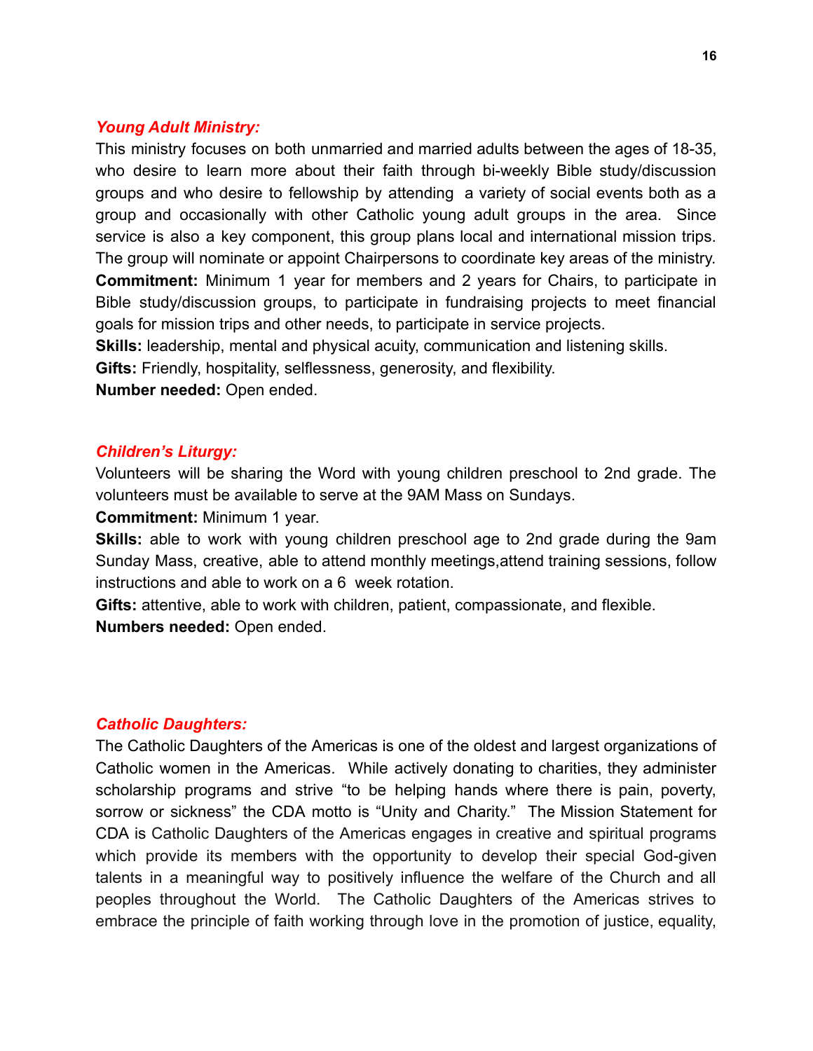### ***Young Adult Ministry:***

This ministry focuses on both unmarried and married adults between the ages of 18-35, who desire to learn more about their faith through bi-weekly Bible study/discussion groups and who desire to fellowship by attending a variety of social events both as a group and occasionally with other Catholic young adult groups in the area. Since service is also a key component, this group plans local and international mission trips. The group will nominate or appoint Chairpersons to coordinate key areas of the ministry.

**Commitment:** Minimum 1 year for members and 2 years for Chairs, to participate in Bible study/discussion groups, to participate in fundraising projects to meet financial goals for mission trips and other needs, to participate in service projects.

**Skills:** leadership, mental and physical acuity, communication and listening skills.

**Gifts:** Friendly, hospitality, selflessness, generosity, and flexibility.

**Number needed:** Open ended.

### ***Children's Liturgy:***

Volunteers will be sharing the Word with young children preschool to 2nd grade. The volunteers must be available to serve at the 9AM Mass on Sundays.

**Commitment:** Minimum 1 year.

**Skills:** able to work with young children preschool age to 2nd grade during the 9am Sunday Mass, creative, able to attend monthly meetings,attend training sessions, follow instructions and able to work on a 6 week rotation.

**Gifts:** attentive, able to work with children, patient, compassionate, and flexible.

**Numbers needed:** Open ended.

### ***Catholic Daughters:***

The Catholic Daughters of the Americas is one of the oldest and largest organizations of Catholic women in the Americas. While actively donating to charities, they administer scholarship programs and strive "to be helping hands where there is pain, poverty, sorrow or sickness" the CDA motto is "Unity and Charity." The Mission Statement for CDA is Catholic Daughters of the Americas engages in creative and spiritual programs which provide its members with the opportunity to develop their special God-given talents in a meaningful way to positively influence the welfare of the Church and all peoples throughout the World. The Catholic Daughters of the Americas strives to embrace the principle of faith working through love in the promotion of justice, equality,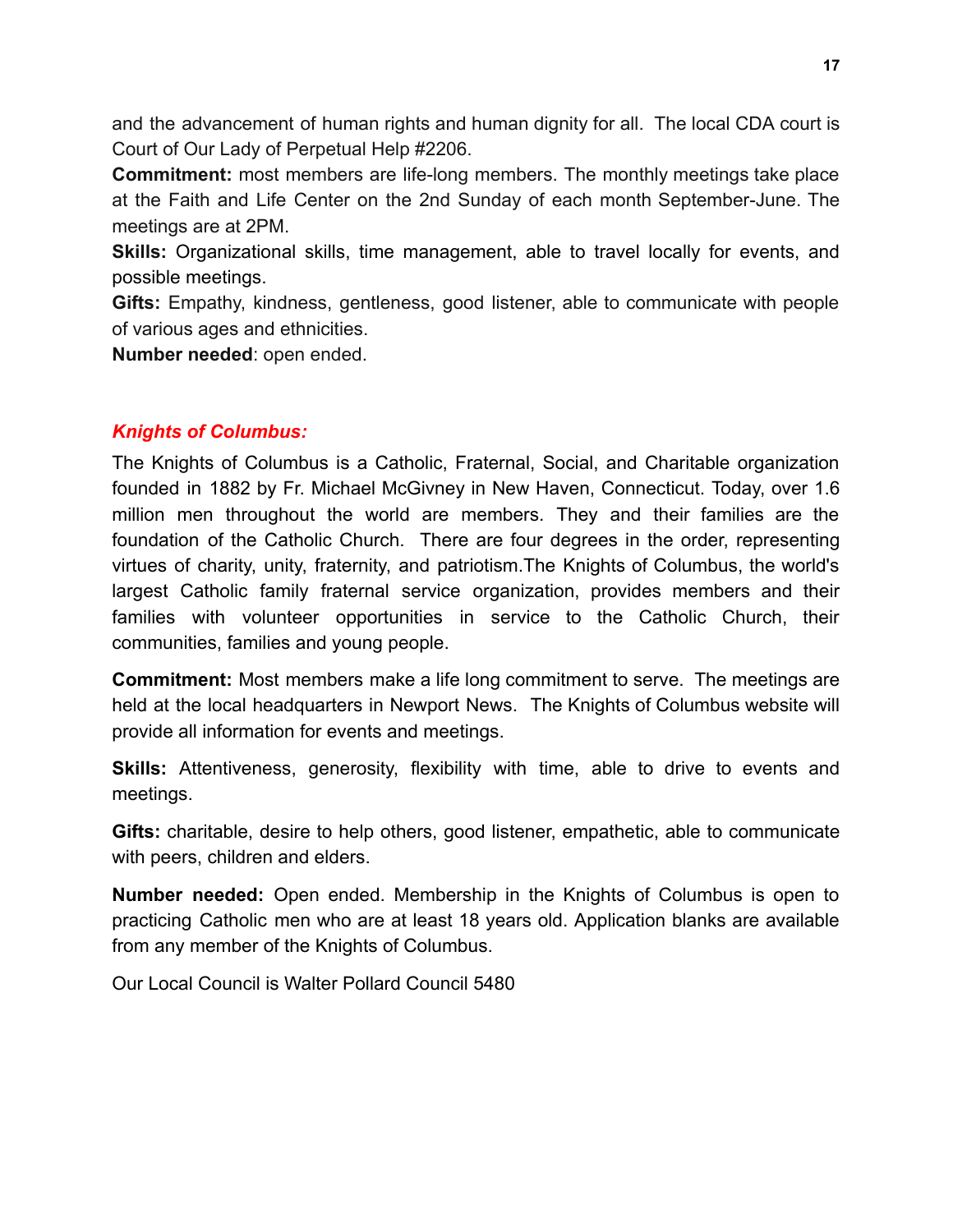and the advancement of human rights and human dignity for all.  The local CDA court is Court of Our Lady of Perpetual Help #2206.

**Commitment:** most members are life-long members. The monthly meetings take place at the Faith and Life Center on the 2nd Sunday of each month September-June. The meetings are at 2PM.

**Skills:** Organizational skills, time management, able to travel locally for events, and possible meetings.

**Gifts:** Empathy, kindness, gentleness, good listener, able to communicate with people of various ages and ethnicities.

**Number needed**: open ended.

### ***Knights of Columbus:***

The Knights of Columbus is a Catholic, Fraternal, Social, and Charitable organization founded in 1882 by Fr. Michael McGivney in New Haven, Connecticut. Today, over 1.6 million men throughout the world are members. They and their families are the foundation of the Catholic Church.  There are four degrees in the order, representing virtues of charity, unity, fraternity, and patriotism.The Knights of Columbus, the world's largest Catholic family fraternal service organization, provides members and their families with volunteer opportunities in service to the Catholic Church, their communities, families and young people.

**Commitment:** Most members make a life long commitment to serve.  The meetings are held at the local headquarters in Newport News.  The Knights of Columbus website will provide all information for events and meetings.

**Skills:** Attentiveness, generosity, flexibility with time, able to drive to events and meetings.

**Gifts:** charitable, desire to help others, good listener, empathetic, able to communicate with peers, children and elders.

**Number needed:** Open ended. Membership in the Knights of Columbus is open to practicing Catholic men who are at least 18 years old. Application blanks are available from any member of the Knights of Columbus.

Our Local Council is Walter Pollard Council 5480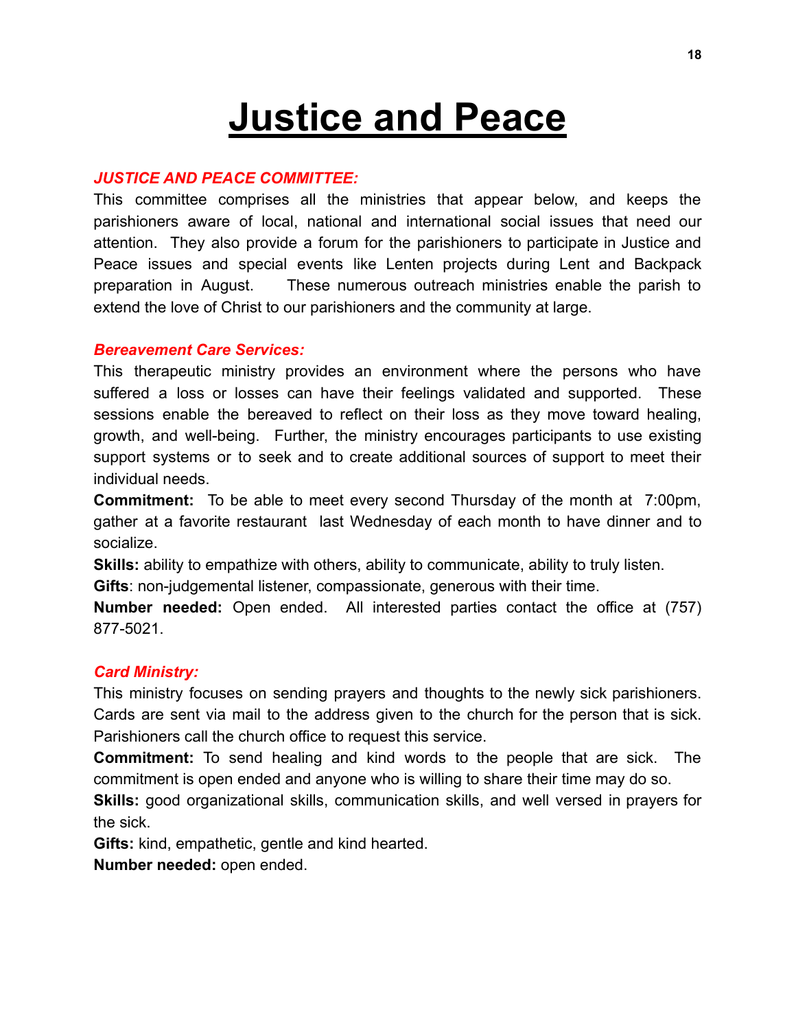# Justice and Peace

***JUSTICE AND PEACE COMMITTEE:***

This committee comprises all the ministries that appear below, and keeps the parishioners aware of local, national and international social issues that need our attention. They also provide a forum for the parishioners to participate in Justice and Peace issues and special events like Lenten projects during Lent and Backpack preparation in August. These numerous outreach ministries enable the parish to extend the love of Christ to our parishioners and the community at large.

***Bereavement Care Services:***

This therapeutic ministry provides an environment where the persons who have suffered a loss or losses can have their feelings validated and supported. These sessions enable the bereaved to reflect on their loss as they move toward healing, growth, and well-being. Further, the ministry encourages participants to use existing support systems or to seek and to create additional sources of support to meet their individual needs.

**Commitment:** To be able to meet every second Thursday of the month at 7:00pm, gather at a favorite restaurant last Wednesday of each month to have dinner and to socialize.

**Skills:** ability to empathize with others, ability to communicate, ability to truly listen.

**Gifts**: non-judgemental listener, compassionate, generous with their time.

**Number needed:** Open ended. All interested parties contact the office at (757) 877-5021.

***Card Ministry:***

This ministry focuses on sending prayers and thoughts to the newly sick parishioners. Cards are sent via mail to the address given to the church for the person that is sick. Parishioners call the church office to request this service.

**Commitment:** To send healing and kind words to the people that are sick. The commitment is open ended and anyone who is willing to share their time may do so.

**Skills:** good organizational skills, communication skills, and well versed in prayers for the sick.

**Gifts:** kind, empathetic, gentle and kind hearted.

**Number needed:** open ended.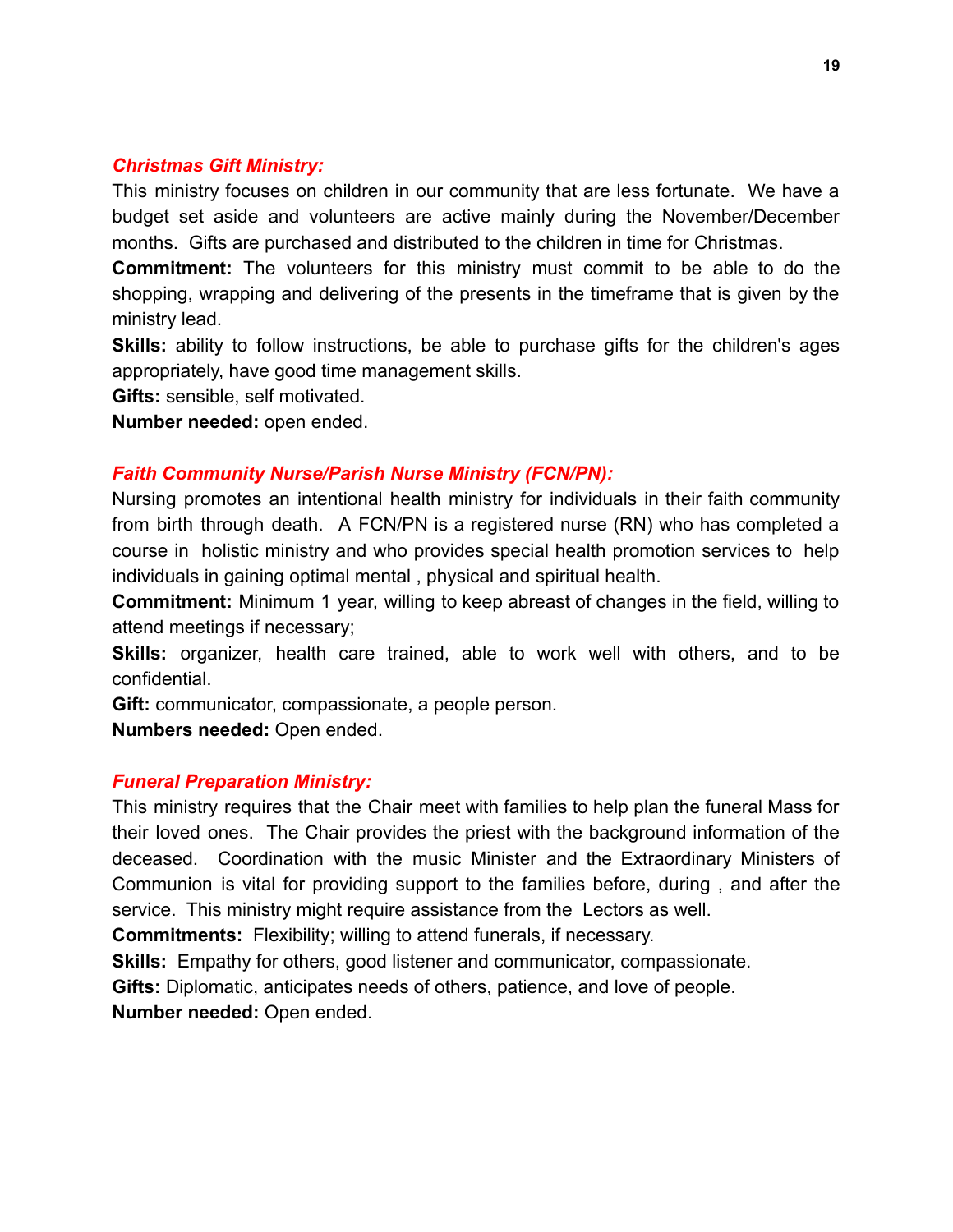### ***Christmas Gift Ministry:***

This ministry focuses on children in our community that are less fortunate. We have a budget set aside and volunteers are active mainly during the November/December months. Gifts are purchased and distributed to the children in time for Christmas.

**Commitment:** The volunteers for this ministry must commit to be able to do the shopping, wrapping and delivering of the presents in the timeframe that is given by the ministry lead.

**Skills:** ability to follow instructions, be able to purchase gifts for the children's ages appropriately, have good time management skills.

**Gifts:** sensible, self motivated.

**Number needed:** open ended.

### ***Faith Community Nurse/Parish Nurse Ministry (FCN/PN):***

Nursing promotes an intentional health ministry for individuals in their faith community from birth through death. A FCN/PN is a registered nurse (RN) who has completed a course in holistic ministry and who provides special health promotion services to help individuals in gaining optimal mental , physical and spiritual health.

**Commitment:** Minimum 1 year, willing to keep abreast of changes in the field, willing to attend meetings if necessary;

**Skills:** organizer, health care trained, able to work well with others, and to be confidential.

**Gift:** communicator, compassionate, a people person.

**Numbers needed:** Open ended.

### ***Funeral Preparation Ministry:***

This ministry requires that the Chair meet with families to help plan the funeral Mass for their loved ones. The Chair provides the priest with the background information of the deceased. Coordination with the music Minister and the Extraordinary Ministers of Communion is vital for providing support to the families before, during , and after the service. This ministry might require assistance from the Lectors as well.

**Commitments:** Flexibility; willing to attend funerals, if necessary.

**Skills:** Empathy for others, good listener and communicator, compassionate.

**Gifts:** Diplomatic, anticipates needs of others, patience, and love of people.

**Number needed:** Open ended.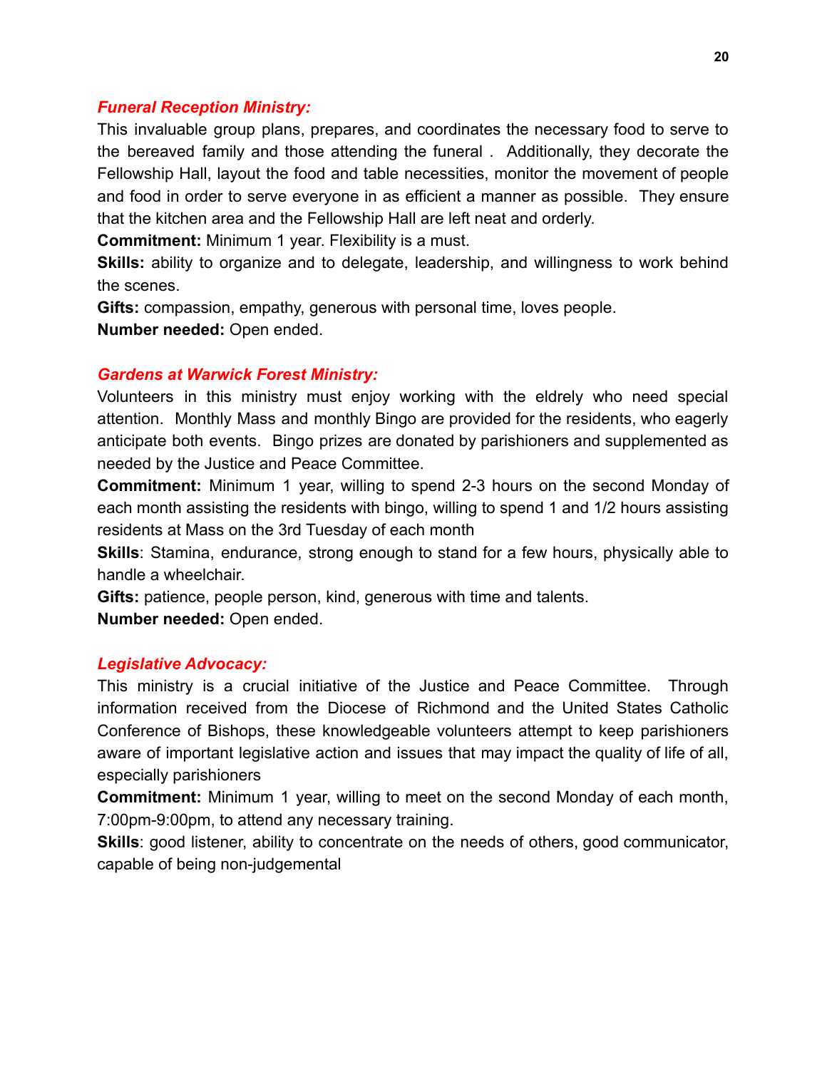### *Funeral Reception Ministry:*

This invaluable group plans, prepares, and coordinates the necessary food to serve to the bereaved family and those attending the funeral . Additionally, they decorate the Fellowship Hall, layout the food and table necessities, monitor the movement of people and food in order to serve everyone in as efficient a manner as possible. They ensure that the kitchen area and the Fellowship Hall are left neat and orderly.

**Commitment:** Minimum 1 year. Flexibility is a must.

**Skills:** ability to organize and to delegate, leadership, and willingness to work behind the scenes.

**Gifts:** compassion, empathy, generous with personal time, loves people.

**Number needed:** Open ended.

### *Gardens at Warwick Forest Ministry:*

Volunteers in this ministry must enjoy working with the eldrely who need special attention. Monthly Mass and monthly Bingo are provided for the residents, who eagerly anticipate both events. Bingo prizes are donated by parishioners and supplemented as needed by the Justice and Peace Committee.

**Commitment:** Minimum 1 year, willing to spend 2-3 hours on the second Monday of each month assisting the residents with bingo, willing to spend 1 and 1/2 hours assisting residents at Mass on the 3rd Tuesday of each month

**Skills**: Stamina, endurance, strong enough to stand for a few hours, physically able to handle a wheelchair.

**Gifts:** patience, people person, kind, generous with time and talents.

**Number needed:** Open ended.

### *Legislative Advocacy:*

This ministry is a crucial initiative of the Justice and Peace Committee. Through information received from the Diocese of Richmond and the United States Catholic Conference of Bishops, these knowledgeable volunteers attempt to keep parishioners aware of important legislative action and issues that may impact the quality of life of all, especially parishioners

**Commitment:** Minimum 1 year, willing to meet on the second Monday of each month, 7:00pm-9:00pm, to attend any necessary training.

**Skills**: good listener, ability to concentrate on the needs of others, good communicator, capable of being non-judgemental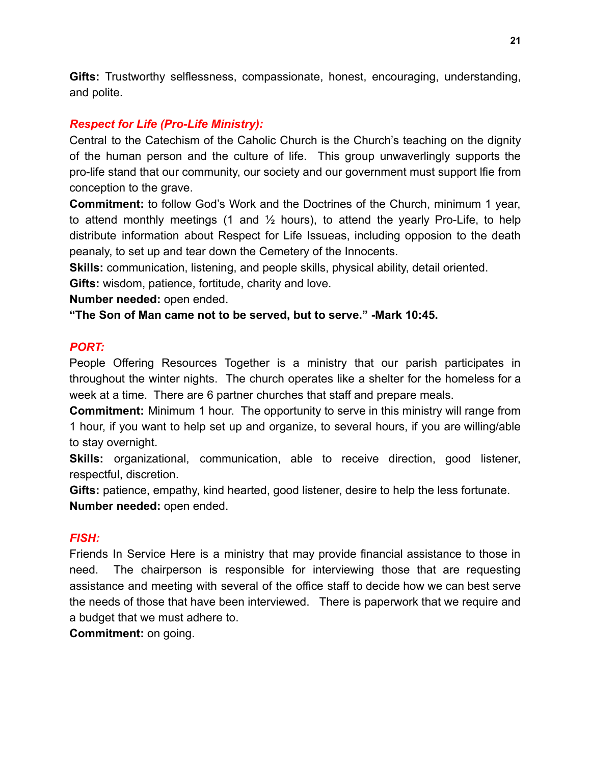**Gifts:** Trustworthy selflessness, compassionate, honest, encouraging, understanding, and polite.

***Respect for Life (Pro-Life Ministry):***

Central to the Catechism of the Caholic Church is the Church's teaching on the dignity of the human person and the culture of life. This group unwaverlingly supports the pro-life stand that our community, our society and our government must support lfie from conception to the grave.

**Commitment:** to follow God's Work and the Doctrines of the Church, minimum 1 year, to attend monthly meetings (1 and ½ hours), to attend the yearly Pro-Life, to help distribute information about Respect for Life Issueas, including opposion to the death peanaly, to set up and tear down the Cemetery of the Innocents.

**Skills:** communication, listening, and people skills, physical ability, detail oriented.

**Gifts:** wisdom, patience, fortitude, charity and love.

**Number needed:** open ended.

**"The Son of Man came not to be served, but to serve." -Mark 10:45.**

***PORT:***

People Offering Resources Together is a ministry that our parish participates in throughout the winter nights. The church operates like a shelter for the homeless for a week at a time. There are 6 partner churches that staff and prepare meals.

**Commitment:** Minimum 1 hour. The opportunity to serve in this ministry will range from 1 hour, if you want to help set up and organize, to several hours, if you are willing/able to stay overnight.

**Skills:** organizational, communication, able to receive direction, good listener, respectful, discretion.

**Gifts:** patience, empathy, kind hearted, good listener, desire to help the less fortunate.

**Number needed:** open ended.

***FISH:***

Friends In Service Here is a ministry that may provide financial assistance to those in need. The chairperson is responsible for interviewing those that are requesting assistance and meeting with several of the office staff to decide how we can best serve the needs of those that have been interviewed. There is paperwork that we require and a budget that we must adhere to.

**Commitment:** on going.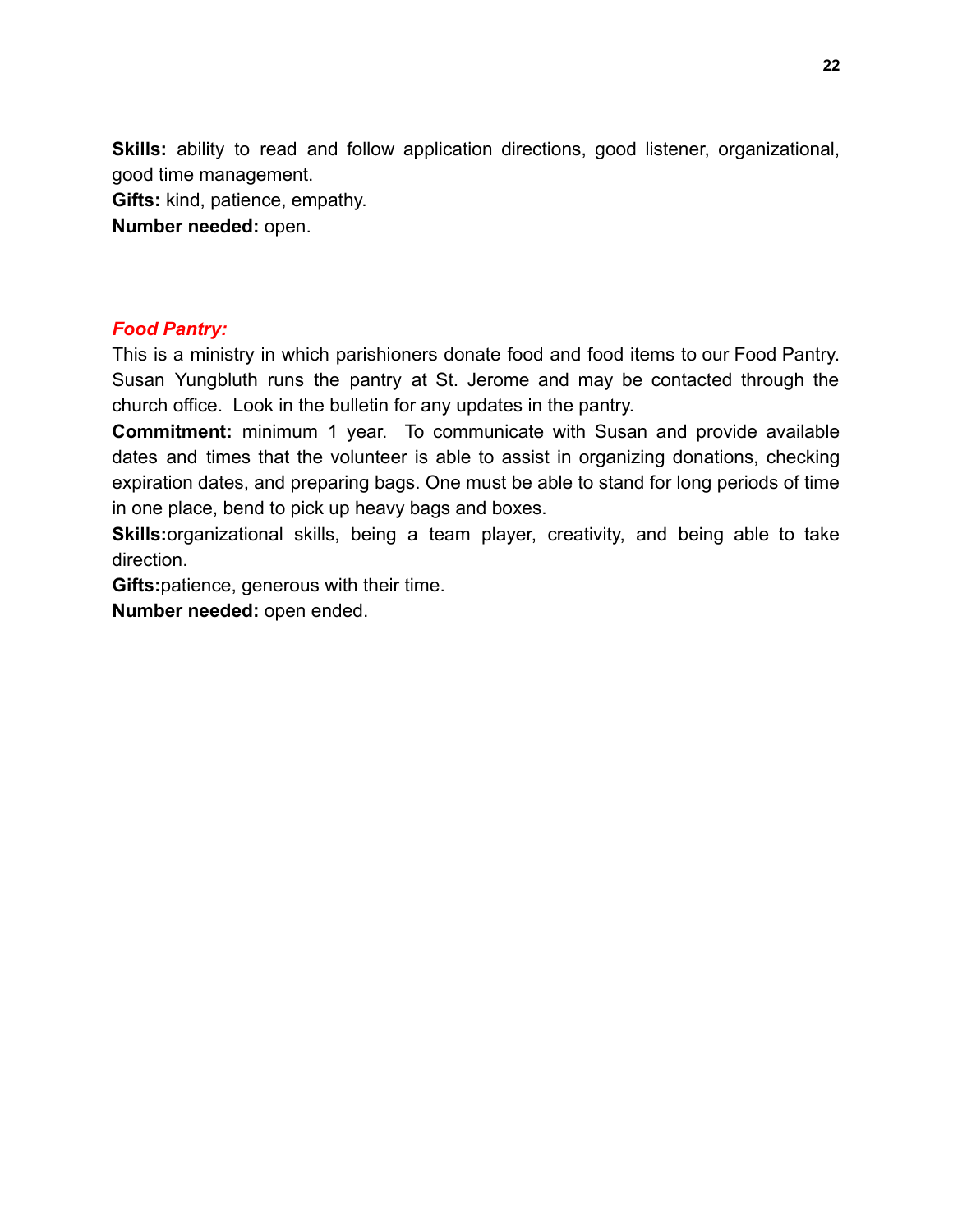**Skills:** ability to read and follow application directions, good listener, organizational, good time management.
**Gifts:** kind, patience, empathy.
**Number needed:** open.

### *Food Pantry:*

This is a ministry in which parishioners donate food and food items to our Food Pantry. Susan Yungbluth runs the pantry at St. Jerome and may be contacted through the church office. Look in the bulletin for any updates in the pantry.
**Commitment:** minimum 1 year. To communicate with Susan and provide available dates and times that the volunteer is able to assist in organizing donations, checking expiration dates, and preparing bags. One must be able to stand for long periods of time in one place, bend to pick up heavy bags and boxes.
**Skills:**organizational skills, being a team player, creativity, and being able to take direction.
**Gifts:**patience, generous with their time.
**Number needed:** open ended.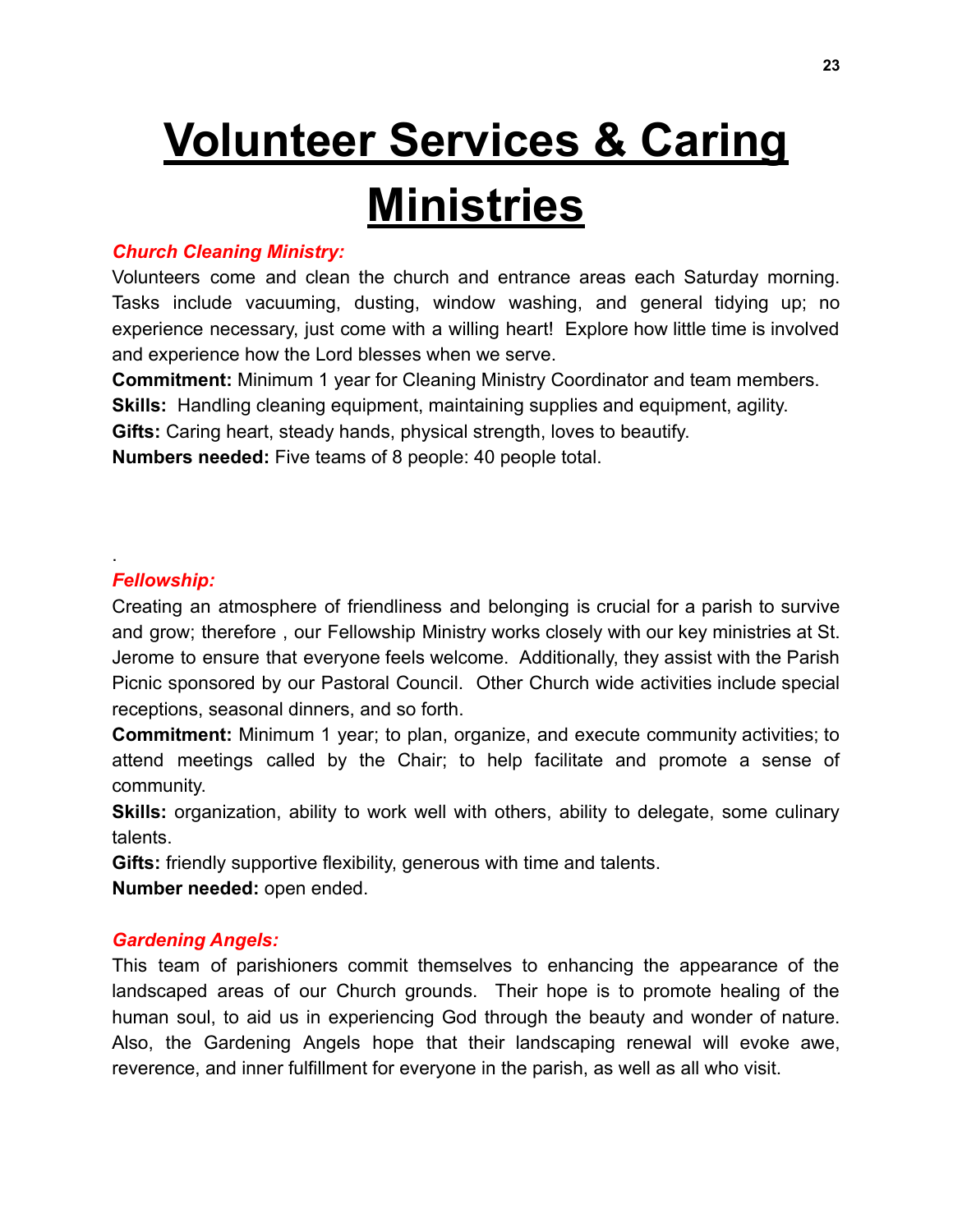# Volunteer Services & Caring Ministries

***Church Cleaning Ministry:***

Volunteers come and clean the church and entrance areas each Saturday morning. Tasks include vacuuming, dusting, window washing, and general tidying up; no experience necessary, just come with a willing heart! Explore how little time is involved and experience how the Lord blesses when we serve.

**Commitment:** Minimum 1 year for Cleaning Ministry Coordinator and team members.

**Skills:** Handling cleaning equipment, maintaining supplies and equipment, agility.

**Gifts:** Caring heart, steady hands, physical strength, loves to beautify.

**Numbers needed:** Five teams of 8 people: 40 people total.

.

***Fellowship:***

Creating an atmosphere of friendliness and belonging is crucial for a parish to survive and grow; therefore , our Fellowship Ministry works closely with our key ministries at St. Jerome to ensure that everyone feels welcome. Additionally, they assist with the Parish Picnic sponsored by our Pastoral Council. Other Church wide activities include special receptions, seasonal dinners, and so forth.

**Commitment:** Minimum 1 year; to plan, organize, and execute community activities; to attend meetings called by the Chair; to help facilitate and promote a sense of community.

**Skills:** organization, ability to work well with others, ability to delegate, some culinary talents.

**Gifts:** friendly supportive flexibility, generous with time and talents.

**Number needed:** open ended.

***Gardening Angels:***

This team of parishioners commit themselves to enhancing the appearance of the landscaped areas of our Church grounds. Their hope is to promote healing of the human soul, to aid us in experiencing God through the beauty and wonder of nature. Also, the Gardening Angels hope that their landscaping renewal will evoke awe, reverence, and inner fulfillment for everyone in the parish, as well as all who visit.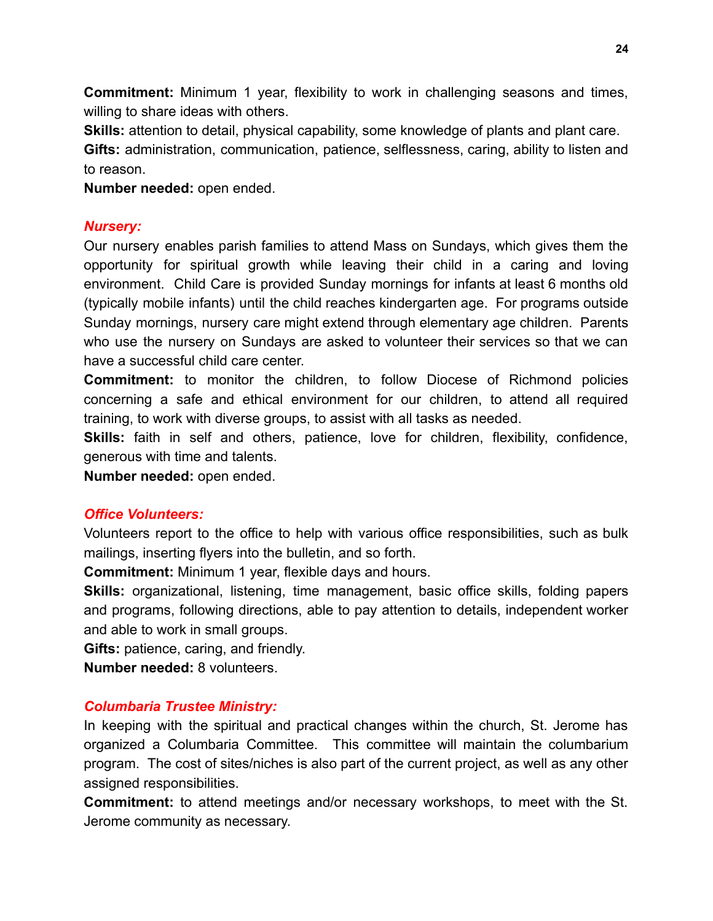**Commitment:** Minimum 1 year, flexibility to work in challenging seasons and times, willing to share ideas with others.
**Skills:** attention to detail, physical capability, some knowledge of plants and plant care.
**Gifts:** administration, communication, patience, selflessness, caring, ability to listen and to reason.
**Number needed:** open ended.

### *Nursery:*

Our nursery enables parish families to attend Mass on Sundays, which gives them the opportunity for spiritual growth while leaving their child in a caring and loving environment. Child Care is provided Sunday mornings for infants at least 6 months old (typically mobile infants) until the child reaches kindergarten age. For programs outside Sunday mornings, nursery care might extend through elementary age children. Parents who use the nursery on Sundays are asked to volunteer their services so that we can have a successful child care center.
**Commitment:** to monitor the children, to follow Diocese of Richmond policies concerning a safe and ethical environment for our children, to attend all required training, to work with diverse groups, to assist with all tasks as needed.
**Skills:** faith in self and others, patience, love for children, flexibility, confidence, generous with time and talents.
**Number needed:** open ended.

### *Office Volunteers:*

Volunteers report to the office to help with various office responsibilities, such as bulk mailings, inserting flyers into the bulletin, and so forth.
**Commitment:** Minimum 1 year, flexible days and hours.
**Skills:** organizational, listening, time management, basic office skills, folding papers and programs, following directions, able to pay attention to details, independent worker and able to work in small groups.
**Gifts:** patience, caring, and friendly.
**Number needed:** 8 volunteers.

### *Columbaria Trustee Ministry:*

In keeping with the spiritual and practical changes within the church, St. Jerome has organized a Columbaria Committee. This committee will maintain the columbarium program. The cost of sites/niches is also part of the current project, as well as any other assigned responsibilities.
**Commitment:** to attend meetings and/or necessary workshops, to meet with the St. Jerome community as necessary.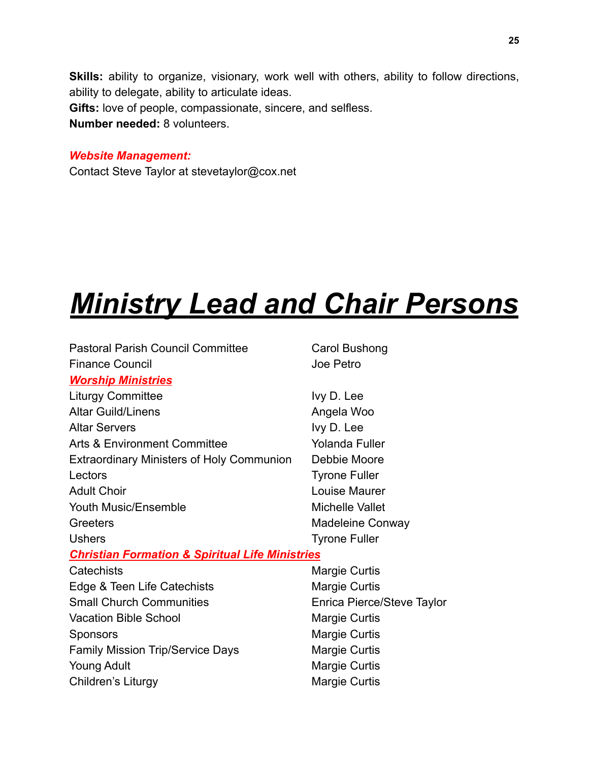**Skills:** ability to organize, visionary, work well with others, ability to follow directions, ability to delegate, ability to articulate ideas.
**Gifts:** love of people, compassionate, sincere, and selfless.
**Number needed:** 8 volunteers.

***Website Management:***
Contact Steve Taylor at stevetaylor@cox.net

# ***Ministry Lead and Chair Persons***

| | |
|---|---|
| Pastoral Parish Council Committee | Carol Bushong |
| Finance Council | Joe Petro |
| ***Worship Ministries*** | |
| Liturgy Committee | Ivy D. Lee |
| Altar Guild/Linens | Angela Woo |
| Altar Servers | Ivy D. Lee |
| Arts & Environment Committee | Yolanda Fuller |
| Extraordinary Ministers of Holy Communion | Debbie Moore |
| Lectors | Tyrone Fuller |
| Adult Choir | Louise Maurer |
| Youth Music/Ensemble | Michelle Vallet |
| Greeters | Madeleine Conway |
| Ushers | Tyrone Fuller |
| ***Christian Formation & Spiritual Life Ministries*** | |
| Catechists | Margie Curtis |
| Edge & Teen Life Catechists | Margie Curtis |
| Small Church Communities | Enrica Pierce/Steve Taylor |
| Vacation Bible School | Margie Curtis |
| Sponsors | Margie Curtis |
| Family Mission Trip/Service Days | Margie Curtis |
| Young Adult | Margie Curtis |
| Children's Liturgy | Margie Curtis |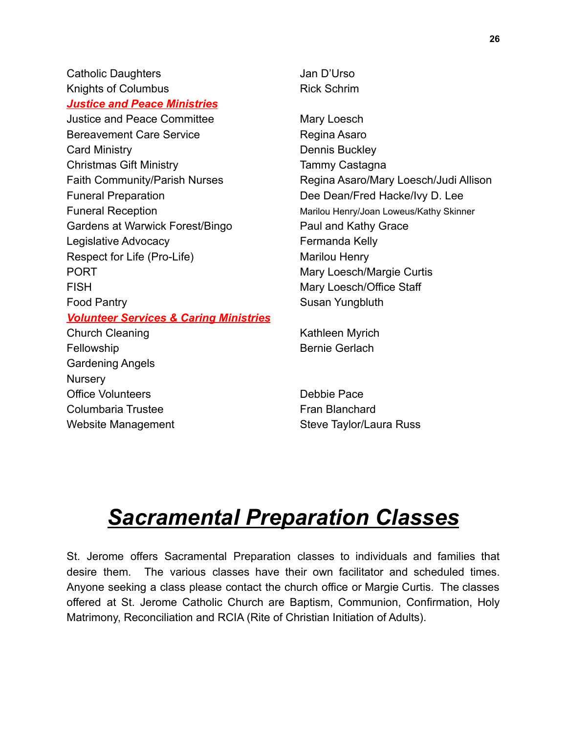| | |
|---|---|
| Catholic Daughters | Jan D'Urso |
| Knights of Columbus | Rick Schrim |
| ***Justice and Peace Ministries*** | |
| Justice and Peace Committee | Mary Loesch |
| Bereavement Care Service | Regina Asaro |
| Card Ministry | Dennis Buckley |
| Christmas Gift Ministry | Tammy Castagna |
| Faith Community/Parish Nurses | Regina Asaro/Mary Loesch/Judi Allison |
| Funeral Preparation | Dee Dean/Fred Hacke/Ivy D. Lee |
| Funeral Reception | Marilou Henry/Joan Loweus/Kathy Skinner |
| Gardens at Warwick Forest/Bingo | Paul and Kathy Grace |
| Legislative Advocacy | Fermanda Kelly |
| Respect for Life (Pro-Life) | Marilou Henry |
| PORT | Mary Loesch/Margie Curtis |
| FISH | Mary Loesch/Office Staff |
| Food Pantry | Susan Yungbluth |
| ***Volunteer Services & Caring Ministries*** | |
| Church Cleaning | Kathleen Myrich |
| Fellowship | Bernie Gerlach |
| Gardening Angels | |
| Nursery | |
| Office Volunteers | Debbie Pace |
| Columbaria Trustee | Fran Blanchard |
| Website Management | Steve Taylor/Laura Russ |

# ***Sacramental Preparation Classes***

St. Jerome offers Sacramental Preparation classes to individuals and families that desire them. The various classes have their own facilitator and scheduled times. Anyone seeking a class please contact the church office or Margie Curtis. The classes offered at St. Jerome Catholic Church are Baptism, Communion, Confirmation, Holy Matrimony, Reconciliation and RCIA (Rite of Christian Initiation of Adults).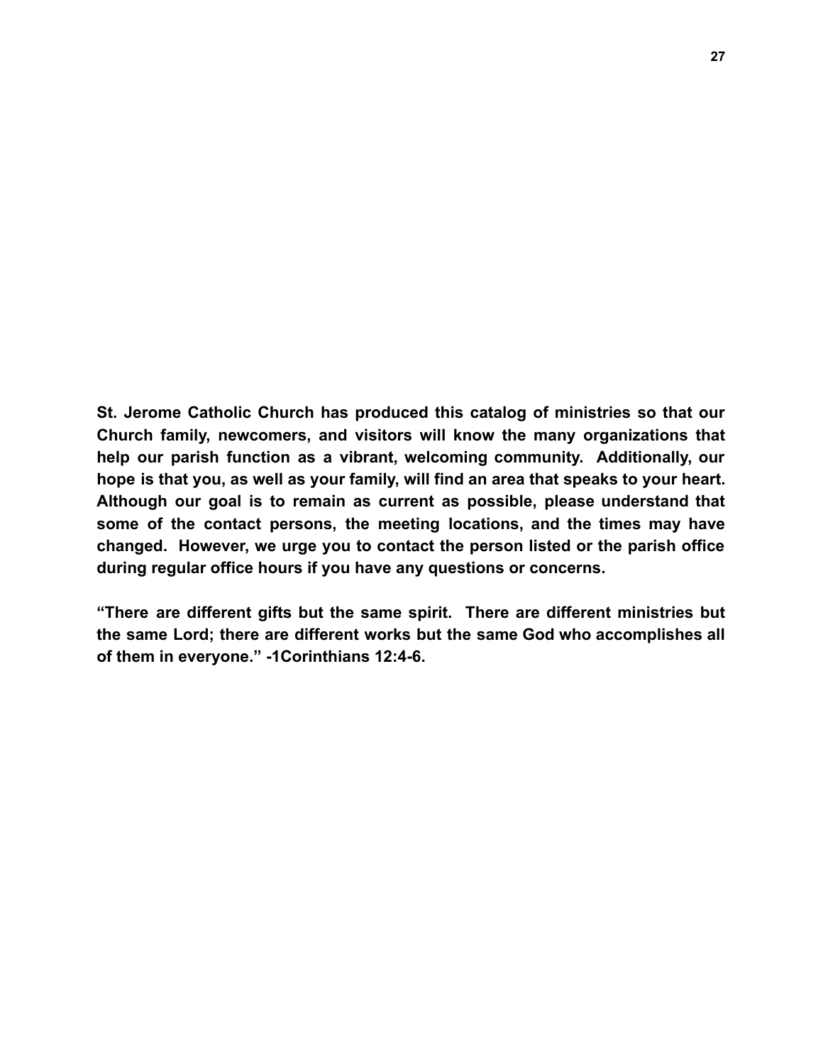**St. Jerome Catholic Church has produced this catalog of ministries so that our Church family, newcomers, and visitors will know the many organizations that help our parish function as a vibrant, welcoming community. Additionally, our hope is that you, as well as your family, will find an area that speaks to your heart. Although our goal is to remain as current as possible, please understand that some of the contact persons, the meeting locations, and the times may have changed. However, we urge you to contact the person listed or the parish office during regular office hours if you have any questions or concerns.**

**"There are different gifts but the same spirit. There are different ministries but the same Lord; there are different works but the same God who accomplishes all of them in everyone." -1Corinthians 12:4-6.**